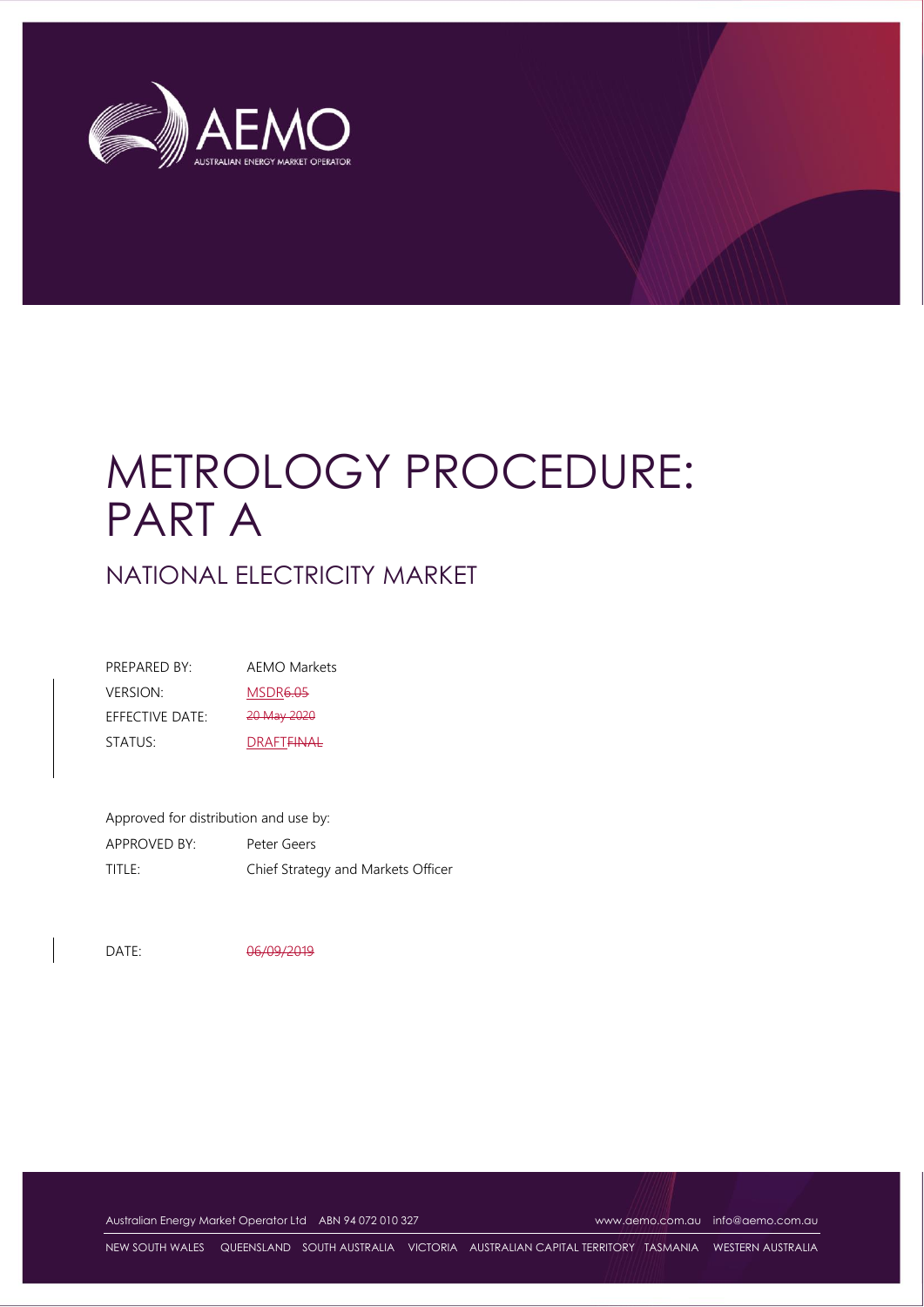AEMO

AUSTRALIAN ENERGY MARKET OPERATOR

# METROLOGY PROCEDURE: PART A

## NATIONAL ELECTRICITY MARKET

| | |
|---|---|
| PREPARED BY: | AEMO Markets |
| VERSION: | MSDR~~6.05~~ |
| EFFECTIVE DATE: | ~~20 May 2020~~ |
| STATUS: | DRAFT~~FINAL~~ |

Approved for distribution and use by:

| | |
|---|---|
| APPROVED BY: | Peter Geers |
| TITLE: | Chief Strategy and Markets Officer |

| | |
|---|---|
| DATE: | ~~06/09/2019~~ |

Australian Energy Market Operator Ltd ABN 94 072 010 327 www.aemo.com.au info@aemo.com.au

NEW SOUTH WALES QUEENSLAND SOUTH AUSTRALIA VICTORIA AUSTRALIAN CAPITAL TERRITORY TASMANIA WESTERN AUSTRALIA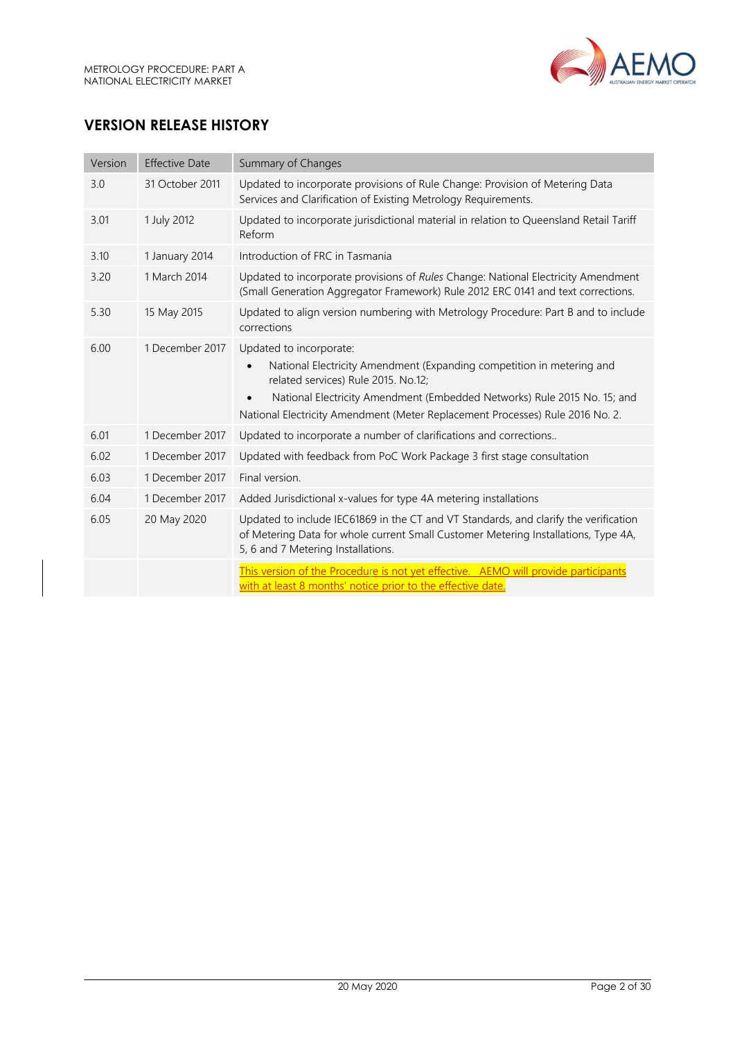## VERSION RELEASE HISTORY

| Version | Effective Date | Summary of Changes |
| --- | --- | --- |
| 3.0 | 31 October 2011 | Updated to incorporate provisions of Rule Change: Provision of Metering Data Services and Clarification of Existing Metrology Requirements. |
| 3.01 | 1 July 2012 | Updated to incorporate jurisdictional material in relation to Queensland Retail Tariff Reform |
| 3.10 | 1 January 2014 | Introduction of FRC in Tasmania |
| 3.20 | 1 March 2014 | Updated to incorporate provisions of *Rules* Change: National Electricity Amendment (Small Generation Aggregator Framework) Rule 2012 ERC 0141 and text corrections. |
| 5.30 | 15 May 2015 | Updated to align version numbering with Metrology Procedure: Part B and to include corrections |
| 6.00 | 1 December 2017 | Updated to incorporate:<br>• National Electricity Amendment (Expanding competition in metering and related services) Rule 2015. No.12;<br>• National Electricity Amendment (Embedded Networks) Rule 2015 No. 15; and National Electricity Amendment (Meter Replacement Processes) Rule 2016 No. 2. |
| 6.01 | 1 December 2017 | Updated to incorporate a number of clarifications and corrections.. |
| 6.02 | 1 December 2017 | Updated with feedback from PoC Work Package 3 first stage consultation |
| 6.03 | 1 December 2017 | Final version. |
| 6.04 | 1 December 2017 | Added Jurisdictional x-values for type 4A metering installations |
| 6.05 | 20 May 2020 | Updated to include IEC61869 in the CT and VT Standards, and clarify the verification of Metering Data for whole current Small Customer Metering Installations, Type 4A, 5, 6 and 7 Metering Installations. |
| | | This version of the Procedure is not yet effective. AEMO will provide participants with at least 8 months' notice prior to the effective date. |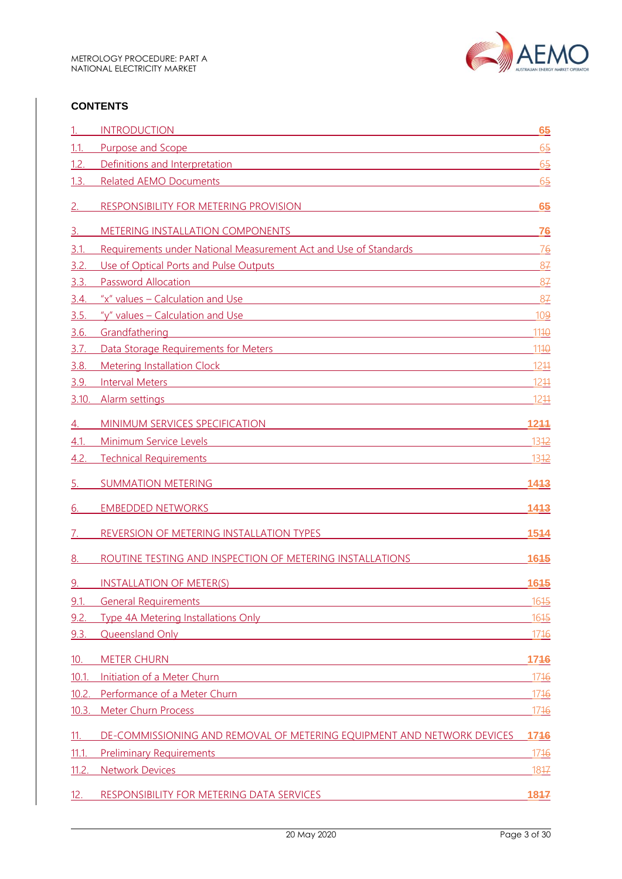**CONTENTS**

| | | |
|---|---|---|
| 1. | INTRODUCTION | 65 |
| 1.1. | Purpose and Scope | 65 |
| 1.2. | Definitions and Interpretation | 65 |
| 1.3. | Related AEMO Documents | 65 |
| 2. | RESPONSIBILITY FOR METERING PROVISION | 65 |
| 3. | METERING INSTALLATION COMPONENTS | 76 |
| 3.1. | Requirements under National Measurement Act and Use of Standards | 76 |
| 3.2. | Use of Optical Ports and Pulse Outputs | 87 |
| 3.3. | Password Allocation | 87 |
| 3.4. | "x" values – Calculation and Use | 87 |
| 3.5. | "y" values – Calculation and Use | 109 |
| 3.6. | Grandfathering | 1110 |
| 3.7. | Data Storage Requirements for Meters | 1110 |
| 3.8. | Metering Installation Clock | 1211 |
| 3.9. | Interval Meters | 1211 |
| 3.10. | Alarm settings | 1211 |
| 4. | MINIMUM SERVICES SPECIFICATION | 1211 |
| 4.1. | Minimum Service Levels | 1312 |
| 4.2. | Technical Requirements | 1312 |
| 5. | SUMMATION METERING | 1413 |
| 6. | EMBEDDED NETWORKS | 1413 |
| 7. | REVERSION OF METERING INSTALLATION TYPES | 1514 |
| 8. | ROUTINE TESTING AND INSPECTION OF METERING INSTALLATIONS | 1615 |
| 9. | INSTALLATION OF METER(S) | 1615 |
| 9.1. | General Requirements | 1615 |
| 9.2. | Type 4A Metering Installations Only | 1615 |
| 9.3. | Queensland Only | 1716 |
| 10. | METER CHURN | 1716 |
| 10.1. | Initiation of a Meter Churn | 1716 |
| 10.2. | Performance of a Meter Churn | 1716 |
| 10.3. | Meter Churn Process | 1716 |
| 11. | DE-COMMISSIONING AND REMOVAL OF METERING EQUIPMENT AND NETWORK DEVICES | 1716 |
| 11.1. | Preliminary Requirements | 1716 |
| 11.2. | Network Devices | 1817 |
| 12. | RESPONSIBILITY FOR METERING DATA SERVICES | 1817 |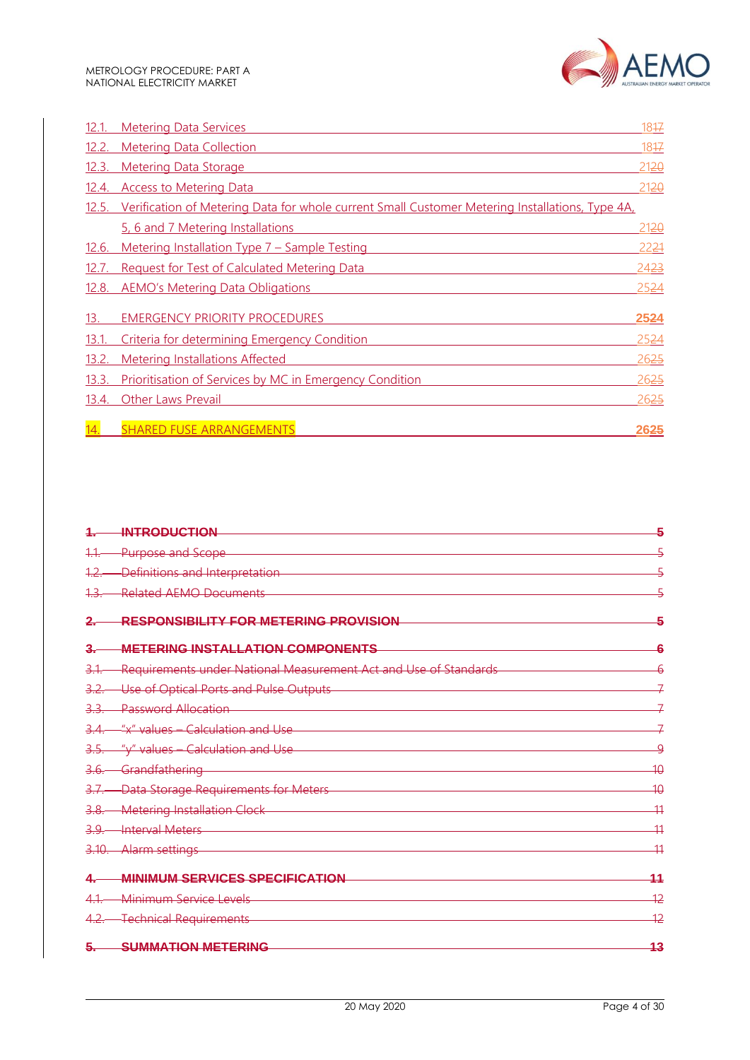| | | |
|---|---|---|
| 12.1. | Metering Data Services | 1817 |
| 12.2. | Metering Data Collection | 1817 |
| 12.3. | Metering Data Storage | 2120 |
| 12.4. | Access to Metering Data | 2120 |
| 12.5. | Verification of Metering Data for whole current Small Customer Metering Installations, Type 4A, 5, 6 and 7 Metering Installations | 2120 |
| 12.6. | Metering Installation Type 7 – Sample Testing | 2221 |
| 12.7. | Request for Test of Calculated Metering Data | 2423 |
| 12.8. | AEMO's Metering Data Obligations | 2524 |
| **13.** | **EMERGENCY PRIORITY PROCEDURES** | **2524** |
| 13.1. | Criteria for determining Emergency Condition | 2524 |
| 13.2. | Metering Installations Affected | 2625 |
| 13.3. | Prioritisation of Services by MC in Emergency Condition | 2625 |
| 13.4. | Other Laws Prevail | 2625 |
| **14.** | **SHARED FUSE ARRANGEMENTS** | **2625** |

| | | |
|---|---|---|
| ~~**1.**~~ | ~~**INTRODUCTION**~~ | ~~**5**~~ |
| ~~1.1.~~ | ~~Purpose and Scope~~ | ~~5~~ |
| ~~1.2.~~ | ~~Definitions and Interpretation~~ | ~~5~~ |
| ~~1.3.~~ | ~~Related AEMO Documents~~ | ~~5~~ |
| ~~**2.**~~ | ~~**RESPONSIBILITY FOR METERING PROVISION**~~ | ~~**5**~~ |
| ~~**3.**~~ | ~~**METERING INSTALLATION COMPONENTS**~~ | ~~**6**~~ |
| ~~3.1.~~ | ~~Requirements under National Measurement Act and Use of Standards~~ | ~~6~~ |
| ~~3.2.~~ | ~~Use of Optical Ports and Pulse Outputs~~ | ~~7~~ |
| ~~3.3.~~ | ~~Password Allocation~~ | ~~7~~ |
| ~~3.4.~~ | ~~"x" values – Calculation and Use~~ | ~~7~~ |
| ~~3.5.~~ | ~~"y" values – Calculation and Use~~ | ~~9~~ |
| ~~3.6.~~ | ~~Grandfathering~~ | ~~10~~ |
| ~~3.7.~~ | ~~Data Storage Requirements for Meters~~ | ~~10~~ |
| ~~3.8.~~ | ~~Metering Installation Clock~~ | ~~11~~ |
| ~~3.9.~~ | ~~Interval Meters~~ | ~~11~~ |
| ~~3.10.~~ | ~~Alarm settings~~ | ~~11~~ |
| ~~**4.**~~ | ~~**MINIMUM SERVICES SPECIFICATION**~~ | ~~**11**~~ |
| ~~4.1.~~ | ~~Minimum Service Levels~~ | ~~12~~ |
| ~~4.2.~~ | ~~Technical Requirements~~ | ~~12~~ |
| ~~**5.**~~ | ~~**SUMMATION METERING**~~ | ~~**13**~~ |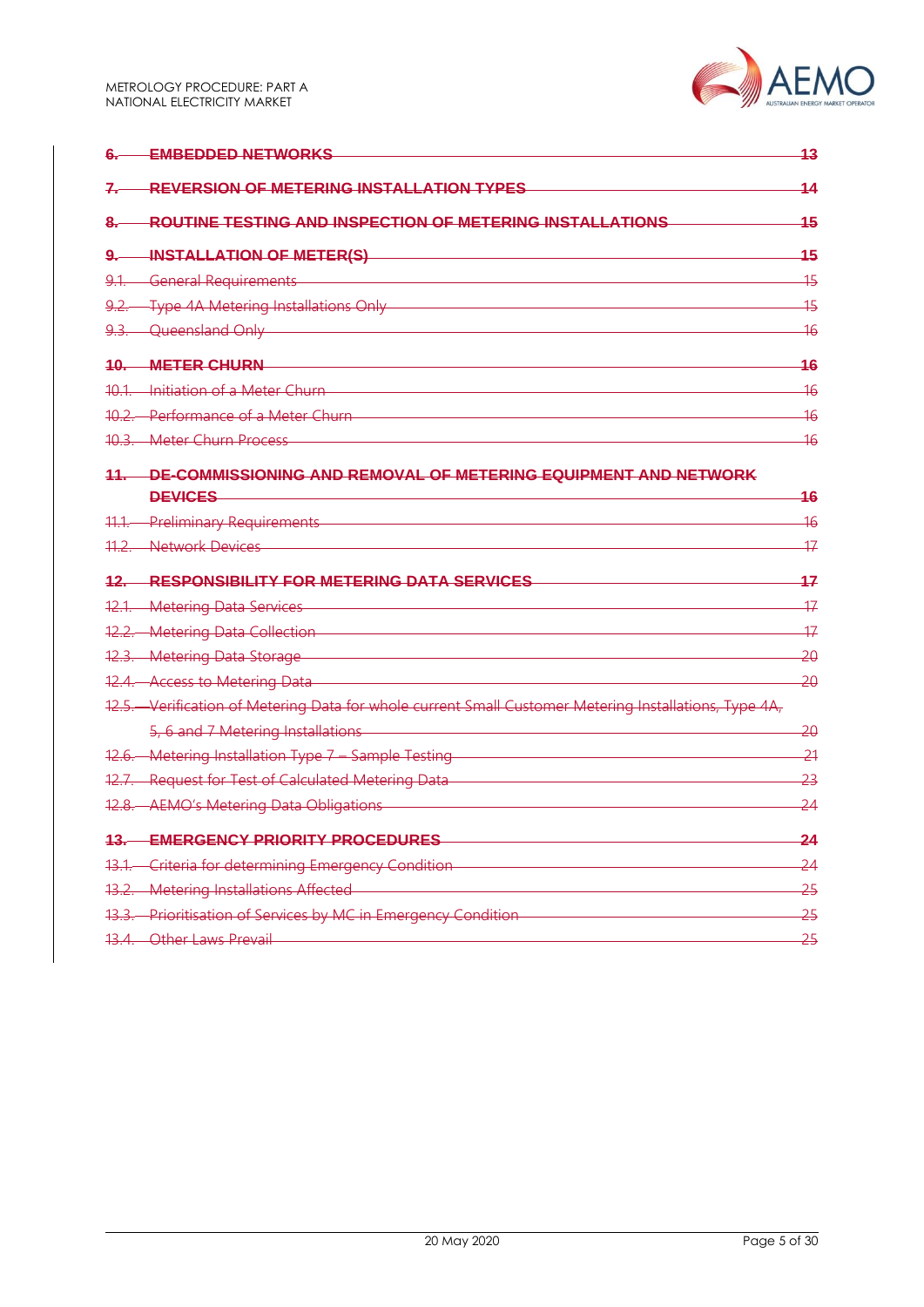~~6. EMBEDDED NETWORKS 13~~

~~7. REVERSION OF METERING INSTALLATION TYPES 14~~

~~8. ROUTINE TESTING AND INSPECTION OF METERING INSTALLATIONS 15~~

~~9. INSTALLATION OF METER(S) 15~~

~~9.1. General Requirements 15~~

~~9.2. Type 4A Metering Installations Only 15~~

~~9.3. Queensland Only 16~~

~~10. METER CHURN 16~~

~~10.1. Initiation of a Meter Churn 16~~

~~10.2. Performance of a Meter Churn 16~~

~~10.3. Meter Churn Process 16~~

~~11. DE-COMMISSIONING AND REMOVAL OF METERING EQUIPMENT AND NETWORK DEVICES 16~~

~~11.1. Preliminary Requirements 16~~

~~11.2. Network Devices 17~~

~~12. RESPONSIBILITY FOR METERING DATA SERVICES 17~~

~~12.1. Metering Data Services 17~~

~~12.2. Metering Data Collection 17~~

~~12.3. Metering Data Storage 20~~

~~12.4. Access to Metering Data 20~~

~~12.5. Verification of Metering Data for whole current Small Customer Metering Installations, Type 4A, 5, 6 and 7 Metering Installations 20~~

~~12.6. Metering Installation Type 7 – Sample Testing 21~~

~~12.7. Request for Test of Calculated Metering Data 23~~

~~12.8. AEMO's Metering Data Obligations 24~~

~~13. EMERGENCY PRIORITY PROCEDURES 24~~

~~13.1. Criteria for determining Emergency Condition 24~~

~~13.2. Metering Installations Affected 25~~

~~13.3. Prioritisation of Services by MC in Emergency Condition 25~~

~~13.4. Other Laws Prevail 25~~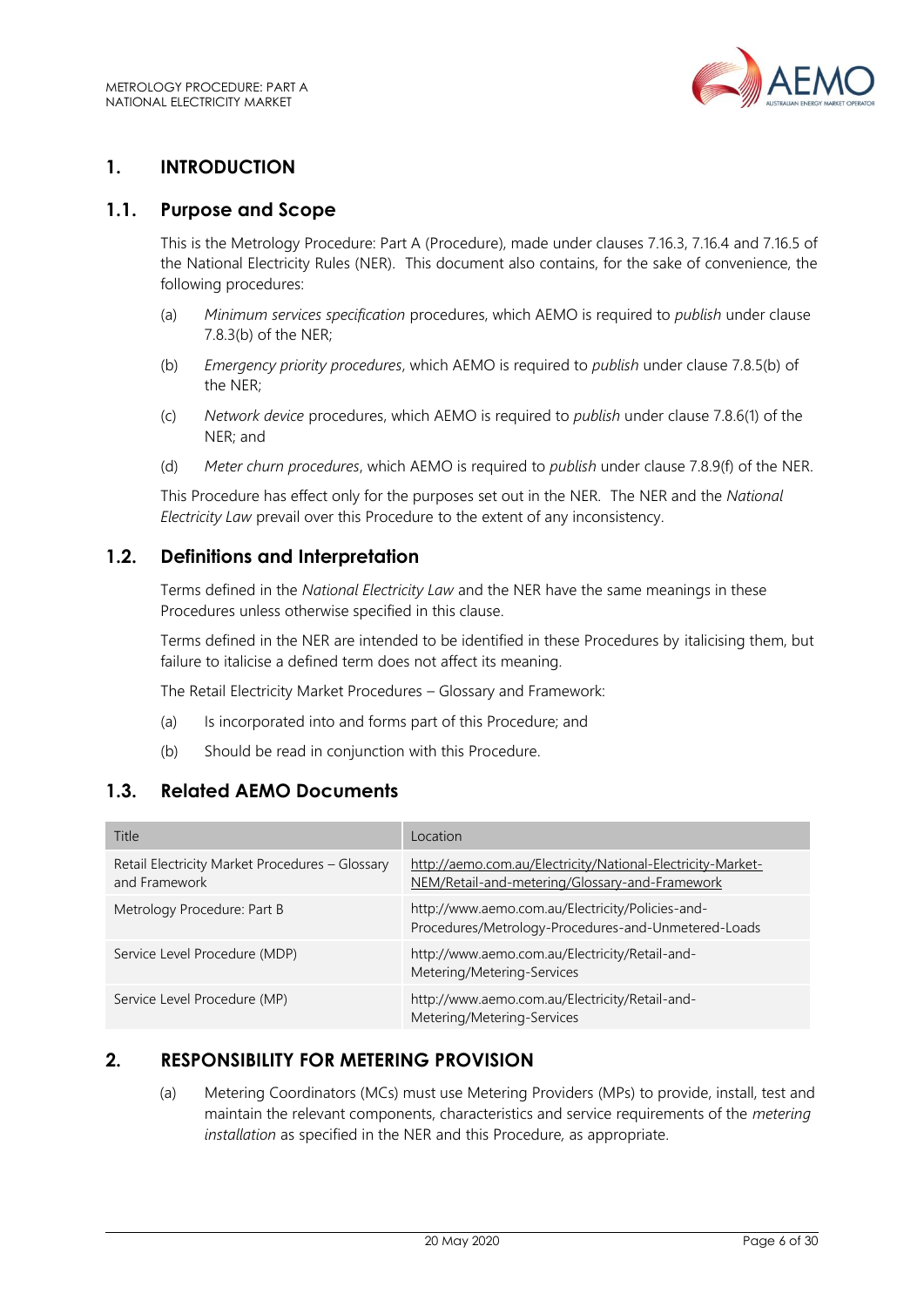# 1. INTRODUCTION

## 1.1. Purpose and Scope

This is the Metrology Procedure: Part A (Procedure), made under clauses 7.16.3, 7.16.4 and 7.16.5 of the National Electricity Rules (NER). This document also contains, for the sake of convenience, the following procedures:

(a) *Minimum services specification* procedures, which AEMO is required to *publish* under clause 7.8.3(b) of the NER;

(b) *Emergency priority procedures*, which AEMO is required to *publish* under clause 7.8.5(b) of the NER;

(c) *Network device* procedures, which AEMO is required to *publish* under clause 7.8.6(1) of the NER; and

(d) *Meter churn procedures*, which AEMO is required to *publish* under clause 7.8.9(f) of the NER.

This Procedure has effect only for the purposes set out in the NER. The NER and the *National Electricity Law* prevail over this Procedure to the extent of any inconsistency.

## 1.2. Definitions and Interpretation

Terms defined in the *National Electricity Law* and the NER have the same meanings in these Procedures unless otherwise specified in this clause.

Terms defined in the NER are intended to be identified in these Procedures by italicising them, but failure to italicise a defined term does not affect its meaning.

The Retail Electricity Market Procedures – Glossary and Framework:

(a) Is incorporated into and forms part of this Procedure; and

(b) Should be read in conjunction with this Procedure.

## 1.3. Related AEMO Documents

| Title | Location |
|---|---|
| Retail Electricity Market Procedures – Glossary and Framework | http://aemo.com.au/Electricity/National-Electricity-Market-NEM/Retail-and-metering/Glossary-and-Framework |
| Metrology Procedure: Part B | http://www.aemo.com.au/Electricity/Policies-and-Procedures/Metrology-Procedures-and-Unmetered-Loads |
| Service Level Procedure (MDP) | http://www.aemo.com.au/Electricity/Retail-and-Metering/Metering-Services |
| Service Level Procedure (MP) | http://www.aemo.com.au/Electricity/Retail-and-Metering/Metering-Services |

# 2. RESPONSIBILITY FOR METERING PROVISION

(a) Metering Coordinators (MCs) must use Metering Providers (MPs) to provide, install, test and maintain the relevant components, characteristics and service requirements of the *metering installation* as specified in the NER and this Procedure, as appropriate.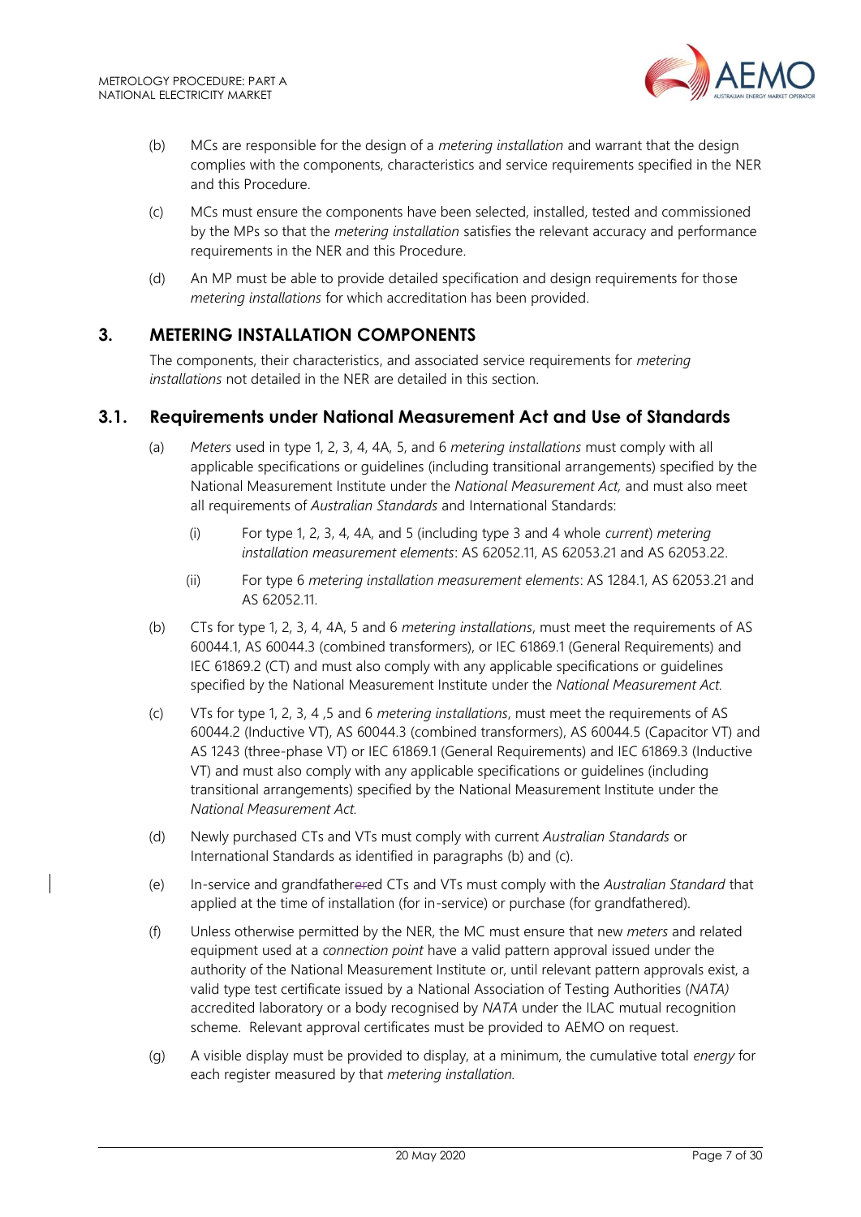(b) MCs are responsible for the design of a *metering installation* and warrant that the design complies with the components, characteristics and service requirements specified in the NER and this Procedure.

(c) MCs must ensure the components have been selected, installed, tested and commissioned by the MPs so that the *metering installation* satisfies the relevant accuracy and performance requirements in the NER and this Procedure.

(d) An MP must be able to provide detailed specification and design requirements for those *metering installations* for which accreditation has been provided.

## 3. METERING INSTALLATION COMPONENTS

The components, their characteristics, and associated service requirements for *metering installations* not detailed in the NER are detailed in this section.

### 3.1. Requirements under National Measurement Act and Use of Standards

(a) *Meters* used in type 1, 2, 3, 4, 4A, 5, and 6 *metering installations* must comply with all applicable specifications or guidelines (including transitional arrangements) specified by the National Measurement Institute under the *National Measurement Act,* and must also meet all requirements of *Australian Standards* and International Standards:

  (i) For type 1, 2, 3, 4, 4A, and 5 (including type 3 and 4 whole *current*) *metering installation measurement elements*: AS 62052.11, AS 62053.21 and AS 62053.22.

  (ii) For type 6 *metering installation measurement elements*: AS 1284.1, AS 62053.21 and AS 62052.11.

(b) CTs for type 1, 2, 3, 4, 4A, 5 and 6 *metering installations*, must meet the requirements of AS 60044.1, AS 60044.3 (combined transformers), or IEC 61869.1 (General Requirements) and IEC 61869.2 (CT) and must also comply with any applicable specifications or guidelines specified by the National Measurement Institute under the *National Measurement Act.*

(c) VTs for type 1, 2, 3, 4 ,5 and 6 *metering installations*, must meet the requirements of AS 60044.2 (Inductive VT), AS 60044.3 (combined transformers), AS 60044.5 (Capacitor VT) and AS 1243 (three-phase VT) or IEC 61869.1 (General Requirements) and IEC 61869.3 (Inductive VT) and must also comply with any applicable specifications or guidelines (including transitional arrangements) specified by the National Measurement Institute under the *National Measurement Act.*

(d) Newly purchased CTs and VTs must comply with current *Australian Standards* or International Standards as identified in paragraphs (b) and (c).

(e) In-service and grandfathered CTs and VTs must comply with the *Australian Standard* that applied at the time of installation (for in-service) or purchase (for grandfathered).

(f) Unless otherwise permitted by the NER, the MC must ensure that new *meters* and related equipment used at a *connection point* have a valid pattern approval issued under the authority of the National Measurement Institute or, until relevant pattern approvals exist, a valid type test certificate issued by a National Association of Testing Authorities (*NATA)* accredited laboratory or a body recognised by *NATA* under the ILAC mutual recognition scheme. Relevant approval certificates must be provided to AEMO on request.

(g) A visible display must be provided to display, at a minimum, the cumulative total *energy* for each register measured by that *metering installation.*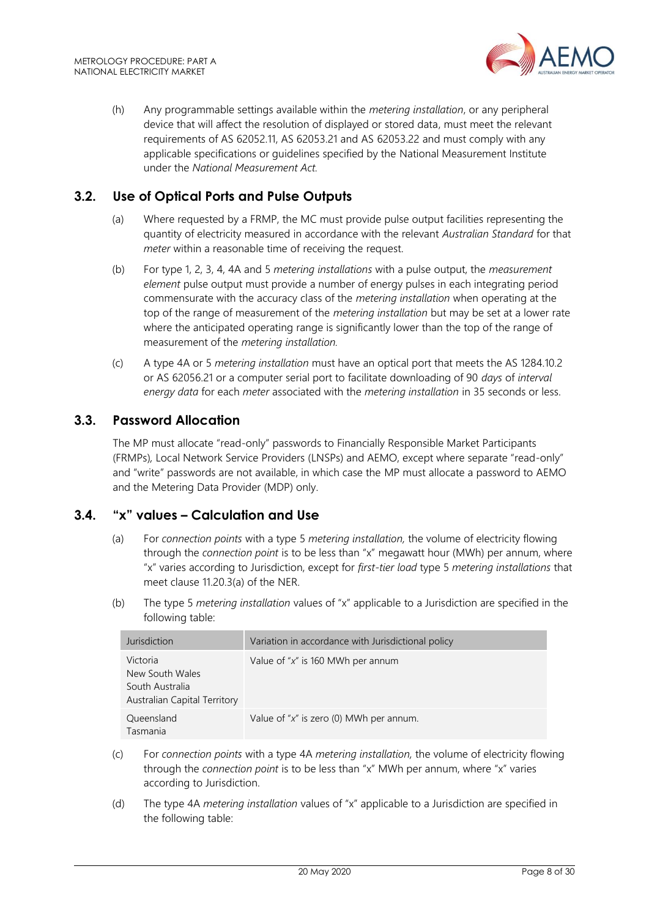(h) Any programmable settings available within the *metering installation*, or any peripheral device that will affect the resolution of displayed or stored data, must meet the relevant requirements of AS 62052.11, AS 62053.21 and AS 62053.22 and must comply with any applicable specifications or guidelines specified by the National Measurement Institute under the *National Measurement Act.*

## 3.2. Use of Optical Ports and Pulse Outputs

(a) Where requested by a FRMP, the MC must provide pulse output facilities representing the quantity of electricity measured in accordance with the relevant *Australian Standard* for that *meter* within a reasonable time of receiving the request.

(b) For type 1, 2, 3, 4, 4A and 5 *metering installations* with a pulse output, the *measurement element* pulse output must provide a number of energy pulses in each integrating period commensurate with the accuracy class of the *metering installation* when operating at the top of the range of measurement of the *metering installation* but may be set at a lower rate where the anticipated operating range is significantly lower than the top of the range of measurement of the *metering installation.*

(c) A type 4A or 5 *metering installation* must have an optical port that meets the AS 1284.10.2 or AS 62056.21 or a computer serial port to facilitate downloading of 90 *days* of *interval energy data* for each *meter* associated with the *metering installation* in 35 seconds or less.

## 3.3. Password Allocation

The MP must allocate "read-only" passwords to Financially Responsible Market Participants (FRMPs), Local Network Service Providers (LNSPs) and AEMO, except where separate "read-only" and "write" passwords are not available, in which case the MP must allocate a password to AEMO and the Metering Data Provider (MDP) only.

## 3.4. "x" values – Calculation and Use

(a) For *connection points* with a type 5 *metering installation,* the volume of electricity flowing through the *connection point* is to be less than "x" megawatt hour (MWh) per annum, where "x" varies according to Jurisdiction, except for *first-tier load* type 5 *metering installations* that meet clause 11.20.3(a) of the NER.

(b) The type 5 *metering installation* values of "x" applicable to a Jurisdiction are specified in the following table:

| Jurisdiction | Variation in accordance with Jurisdictional policy |
|---|---|
| Victoria<br>New South Wales<br>South Australia<br>Australian Capital Territory | Value of "*x*" is 160 MWh per annum |
| Queensland<br>Tasmania | Value of "*x*" is zero (0) MWh per annum. |

(c) For *connection points* with a type 4A *metering installation,* the volume of electricity flowing through the *connection point* is to be less than "x" MWh per annum, where "x" varies according to Jurisdiction.

(d) The type 4A *metering installation* values of "x" applicable to a Jurisdiction are specified in the following table: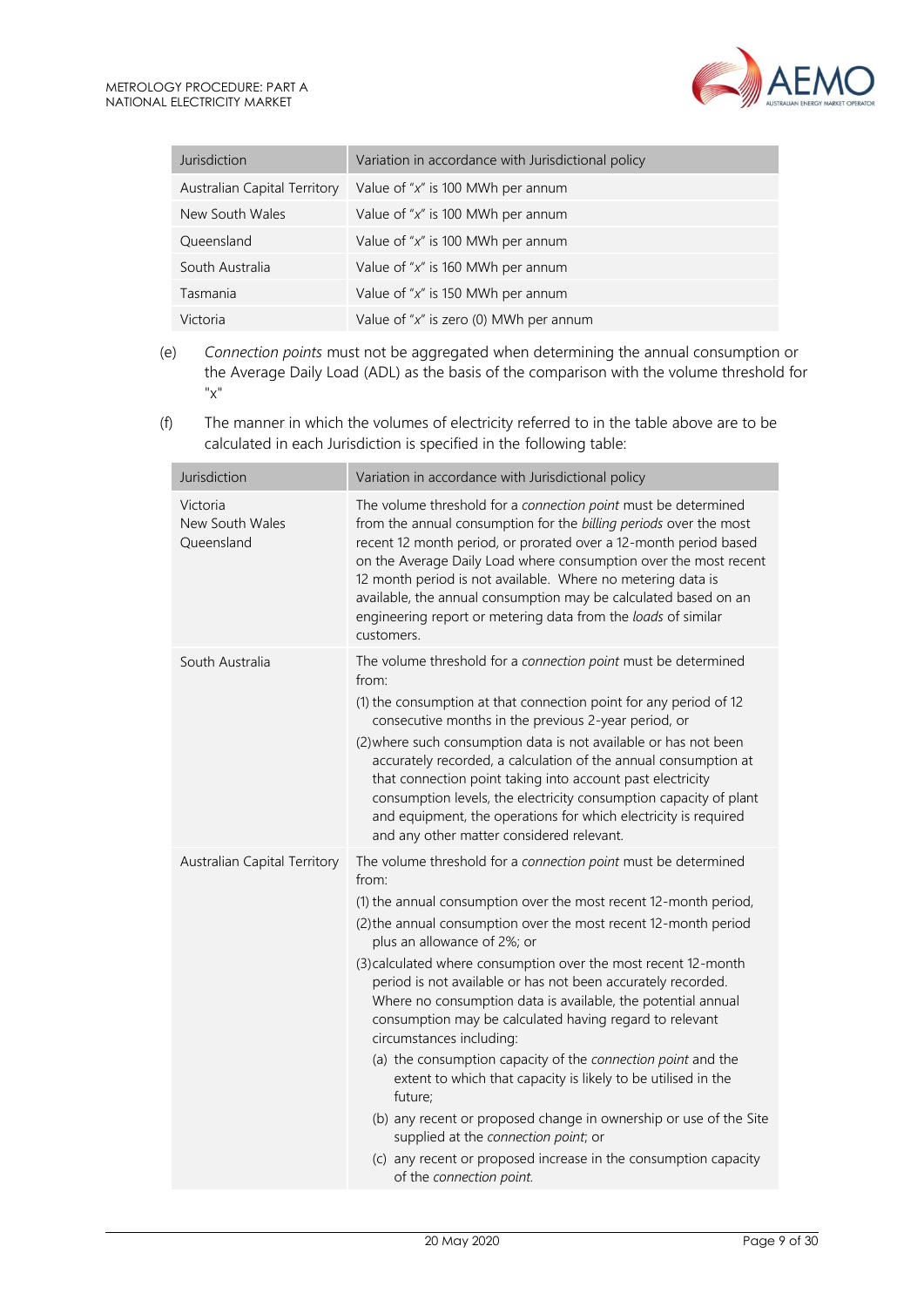| Jurisdiction | Variation in accordance with Jurisdictional policy |
| --- | --- |
| Australian Capital Territory | Value of "*x*" is 100 MWh per annum |
| New South Wales | Value of "*x*" is 100 MWh per annum |
| Queensland | Value of "*x*" is 100 MWh per annum |
| South Australia | Value of "*x*" is 160 MWh per annum |
| Tasmania | Value of "*x*" is 150 MWh per annum |
| Victoria | Value of "*x*" is zero (0) MWh per annum |

(e) *Connection points* must not be aggregated when determining the annual consumption or the Average Daily Load (ADL) as the basis of the comparison with the volume threshold for "x"

(f) The manner in which the volumes of electricity referred to in the table above are to be calculated in each Jurisdiction is specified in the following table:

| Jurisdiction | Variation in accordance with Jurisdictional policy |
| --- | --- |
| Victoria<br>New South Wales<br>Queensland | The volume threshold for a *connection point* must be determined from the annual consumption for the *billing periods* over the most recent 12 month period, or prorated over a 12-month period based on the Average Daily Load where consumption over the most recent 12 month period is not available. Where no metering data is available, the annual consumption may be calculated based on an engineering report or metering data from the *loads* of similar customers. |
| South Australia | The volume threshold for a *connection point* must be determined from:<br>(1) the consumption at that connection point for any period of 12 consecutive months in the previous 2-year period, or<br>(2) where such consumption data is not available or has not been accurately recorded, a calculation of the annual consumption at that connection point taking into account past electricity consumption levels, the electricity consumption capacity of plant and equipment, the operations for which electricity is required and any other matter considered relevant. |
| Australian Capital Territory | The volume threshold for a *connection point* must be determined from:<br>(1) the annual consumption over the most recent 12-month period,<br>(2) the annual consumption over the most recent 12-month period plus an allowance of 2%; or<br>(3) calculated where consumption over the most recent 12-month period is not available or has not been accurately recorded. Where no consumption data is available, the potential annual consumption may be calculated having regard to relevant circumstances including:<br>(a) the consumption capacity of the *connection point* and the extent to which that capacity is likely to be utilised in the future;<br>(b) any recent or proposed change in ownership or use of the Site supplied at the *connection point*; or<br>(c) any recent or proposed increase in the consumption capacity of the *connection point*. |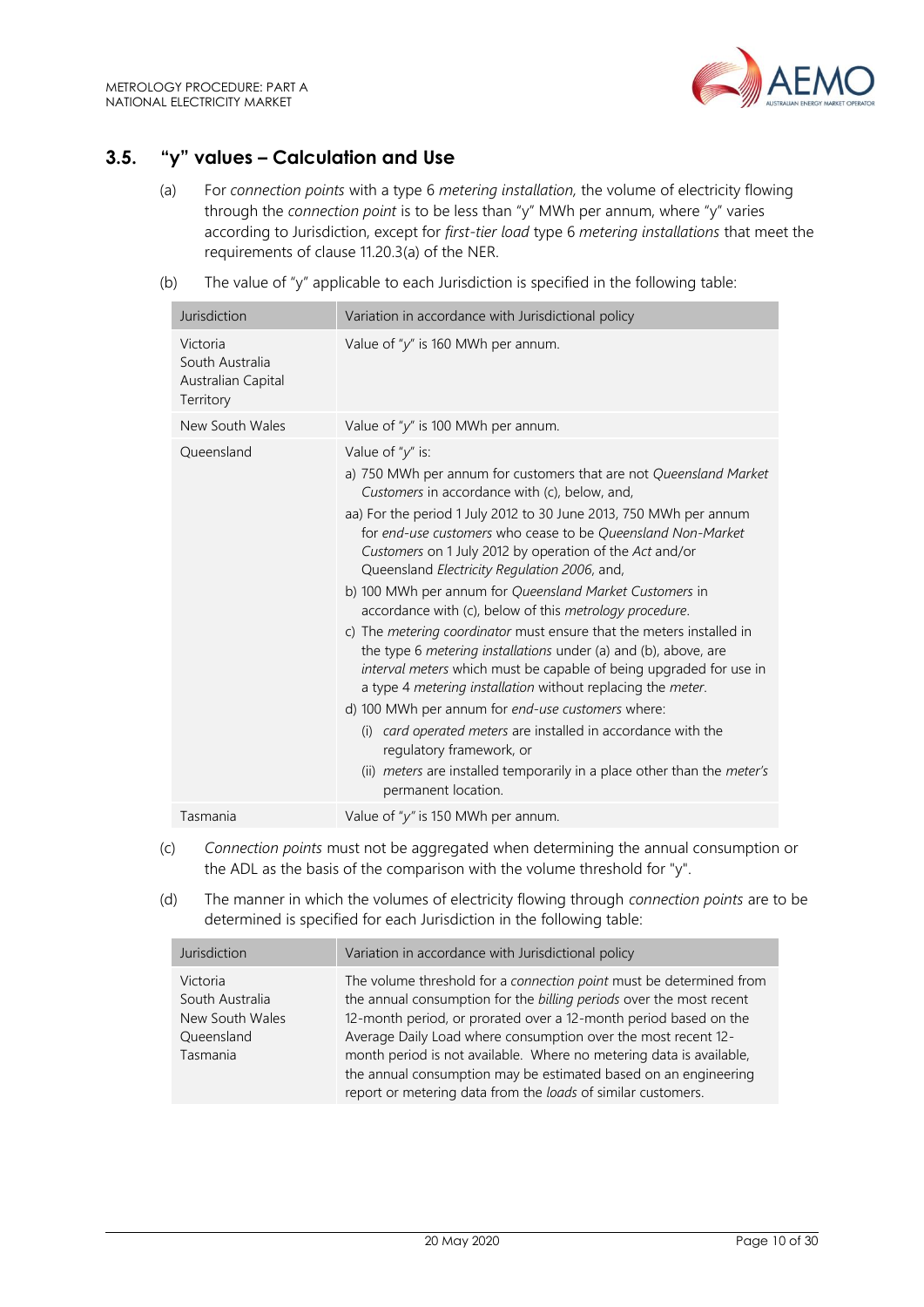## 3.5. "y" values – Calculation and Use

(a) For *connection points* with a type 6 *metering installation,* the volume of electricity flowing through the *connection point* is to be less than "y" MWh per annum, where "y" varies according to Jurisdiction, except for *first-tier load* type 6 *metering installations* that meet the requirements of clause 11.20.3(a) of the NER.

(b) The value of "y" applicable to each Jurisdiction is specified in the following table:

| Jurisdiction | Variation in accordance with Jurisdictional policy |
|---|---|
| Victoria<br>South Australia<br>Australian Capital Territory | Value of "*y*" is 160 MWh per annum. |
| New South Wales | Value of "*y*" is 100 MWh per annum. |
| Queensland | Value of "*y*" is:<br>a) 750 MWh per annum for customers that are not *Queensland Market Customers* in accordance with (c), below, and,<br>aa) For the period 1 July 2012 to 30 June 2013, 750 MWh per annum for *end-use customers* who cease to be *Queensland Non-Market Customers* on 1 July 2012 by operation of the *Act* and/or Queensland *Electricity Regulation 2006*, and,<br>b) 100 MWh per annum for *Queensland Market Customers* in accordance with (c), below of this *metrology procedure*.<br>c) The *metering coordinator* must ensure that the meters installed in the type 6 *metering installations* under (a) and (b), above, are *interval meters* which must be capable of being upgraded for use in a type 4 *metering installation* without replacing the *meter*.<br>d) 100 MWh per annum for *end-use customers* where:<br>(i) *card operated meters* are installed in accordance with the regulatory framework, or<br>(ii) *meters* are installed temporarily in a place other than the *meter's* permanent location. |
| Tasmania | Value of "*y*" is 150 MWh per annum. |

(c) *Connection points* must not be aggregated when determining the annual consumption or the ADL as the basis of the comparison with the volume threshold for "y".

(d) The manner in which the volumes of electricity flowing through *connection points* are to be determined is specified for each Jurisdiction in the following table:

| Jurisdiction | Variation in accordance with Jurisdictional policy |
|---|---|
| Victoria<br>South Australia<br>New South Wales<br>Queensland<br>Tasmania | The volume threshold for a *connection point* must be determined from the annual consumption for the *billing periods* over the most recent 12-month period, or prorated over a 12-month period based on the Average Daily Load where consumption over the most recent 12-month period is not available. Where no metering data is available, the annual consumption may be estimated based on an engineering report or metering data from the *loads* of similar customers. |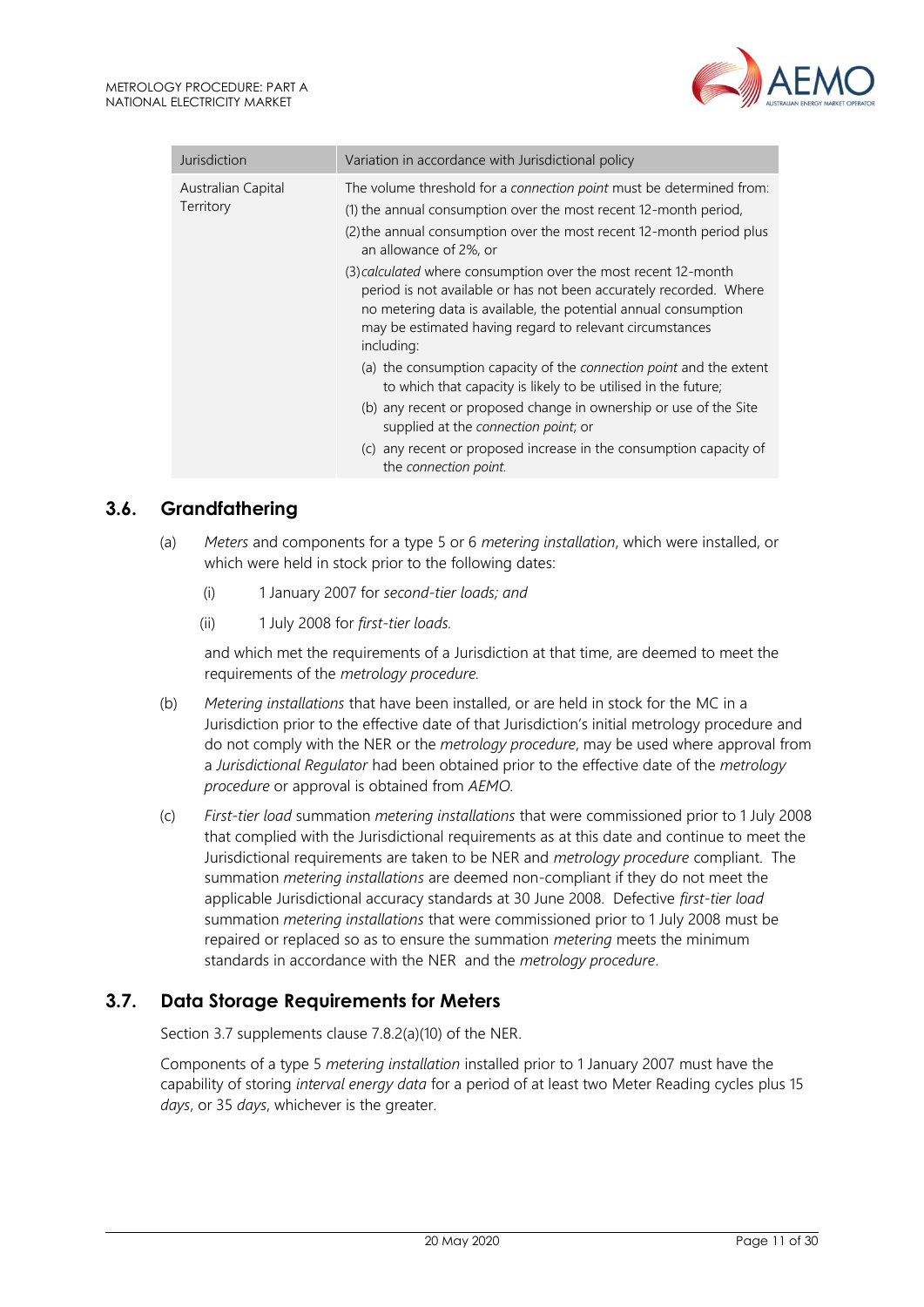| Jurisdiction | Variation in accordance with Jurisdictional policy |
| --- | --- |
| Australian Capital Territory | The volume threshold for a *connection point* must be determined from:<br>(1) the annual consumption over the most recent 12-month period,<br>(2) the annual consumption over the most recent 12-month period plus an allowance of 2%, or<br>(3) *calculated* where consumption over the most recent 12-month period is not available or has not been accurately recorded. Where no metering data is available, the potential annual consumption may be estimated having regard to relevant circumstances including:<br>(a) the consumption capacity of the *connection point* and the extent to which that capacity is likely to be utilised in the future;<br>(b) any recent or proposed change in ownership or use of the Site supplied at the *connection point*; or<br>(c) any recent or proposed increase in the consumption capacity of the *connection point*. |

## 3.6. Grandfathering

(a) *Meters* and components for a type 5 or 6 *metering installation*, which were installed, or which were held in stock prior to the following dates:

(i) 1 January 2007 for *second-tier loads; and*

(ii) 1 July 2008 for *first-tier loads*.

and which met the requirements of a Jurisdiction at that time, are deemed to meet the requirements of the *metrology procedure*.

(b) *Metering installations* that have been installed, or are held in stock for the MC in a Jurisdiction prior to the effective date of that Jurisdiction's initial metrology procedure and do not comply with the NER or the *metrology procedure*, may be used where approval from a *Jurisdictional Regulator* had been obtained prior to the effective date of the *metrology procedure* or approval is obtained from *AEMO*.

(c) *First-tier load* summation *metering installations* that were commissioned prior to 1 July 2008 that complied with the Jurisdictional requirements as at this date and continue to meet the Jurisdictional requirements are taken to be NER and *metrology procedure* compliant. The summation *metering installations* are deemed non-compliant if they do not meet the applicable Jurisdictional accuracy standards at 30 June 2008. Defective *first-tier load* summation *metering installations* that were commissioned prior to 1 July 2008 must be repaired or replaced so as to ensure the summation *metering* meets the minimum standards in accordance with the NER and the *metrology procedure*.

## 3.7. Data Storage Requirements for Meters

Section 3.7 supplements clause 7.8.2(a)(10) of the NER.

Components of a type 5 *metering installation* installed prior to 1 January 2007 must have the capability of storing *interval energy data* for a period of at least two Meter Reading cycles plus 15 *days*, or 35 *days*, whichever is the greater.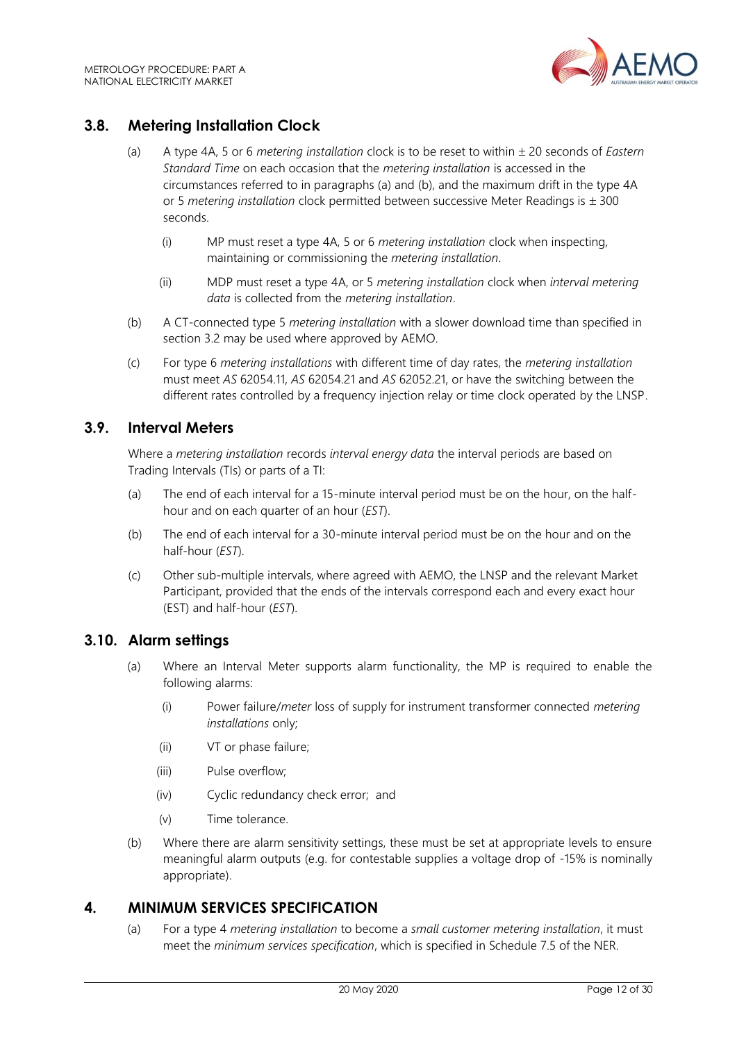## 3.8. Metering Installation Clock

(a) A type 4A, 5 or 6 *metering installation* clock is to be reset to within ± 20 seconds of *Eastern Standard Time* on each occasion that the *metering installation* is accessed in the circumstances referred to in paragraphs (a) and (b), and the maximum drift in the type 4A or 5 *metering installation* clock permitted between successive Meter Readings is ± 300 seconds.

  (i) MP must reset a type 4A, 5 or 6 *metering installation* clock when inspecting, maintaining or commissioning the *metering installation*.

  (ii) MDP must reset a type 4A, or 5 *metering installation* clock when *interval metering data* is collected from the *metering installation*.

(b) A CT-connected type 5 *metering installation* with a slower download time than specified in section 3.2 may be used where approved by AEMO.

(c) For type 6 *metering installations* with different time of day rates, the *metering installation* must meet *AS* 62054.11, *AS* 62054.21 and *AS* 62052.21, or have the switching between the different rates controlled by a frequency injection relay or time clock operated by the LNSP.

## 3.9. Interval Meters

Where a *metering installation* records *interval energy data* the interval periods are based on Trading Intervals (TIs) or parts of a TI:

(a) The end of each interval for a 15-minute interval period must be on the hour, on the half-hour and on each quarter of an hour (*EST*).

(b) The end of each interval for a 30-minute interval period must be on the hour and on the half-hour (*EST*).

(c) Other sub-multiple intervals, where agreed with AEMO, the LNSP and the relevant Market Participant, provided that the ends of the intervals correspond each and every exact hour (EST) and half-hour (*EST*).

## 3.10. Alarm settings

(a) Where an Interval Meter supports alarm functionality, the MP is required to enable the following alarms:

  (i) Power failure/*meter* loss of supply for instrument transformer connected *metering installations* only;

  (ii) VT or phase failure;

  (iii) Pulse overflow;

  (iv) Cyclic redundancy check error; and

  (v) Time tolerance.

(b) Where there are alarm sensitivity settings, these must be set at appropriate levels to ensure meaningful alarm outputs (e.g. for contestable supplies a voltage drop of -15% is nominally appropriate).

# 4. MINIMUM SERVICES SPECIFICATION

(a) For a type 4 *metering installation* to become a *small customer metering installation*, it must meet the *minimum services specification*, which is specified in Schedule 7.5 of the NER.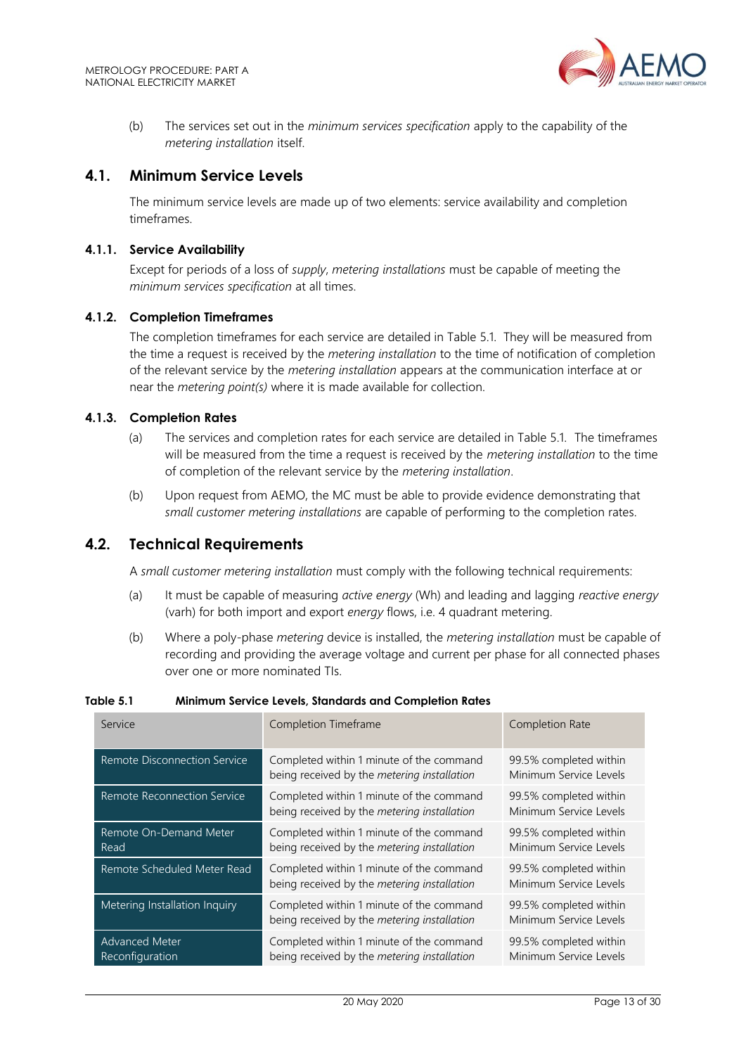(b) The services set out in the *minimum services specification* apply to the capability of the *metering installation* itself.

## 4.1. Minimum Service Levels

The minimum service levels are made up of two elements: service availability and completion timeframes.

### 4.1.1. Service Availability

Except for periods of a loss of *supply*, *metering installations* must be capable of meeting the *minimum services specification* at all times.

### 4.1.2. Completion Timeframes

The completion timeframes for each service are detailed in Table 5.1. They will be measured from the time a request is received by the *metering installation* to the time of notification of completion of the relevant service by the *metering installation* appears at the communication interface at or near the *metering point(s)* where it is made available for collection.

### 4.1.3. Completion Rates

(a) The services and completion rates for each service are detailed in Table 5.1. The timeframes will be measured from the time a request is received by the *metering installation* to the time of completion of the relevant service by the *metering installation*.

(b) Upon request from AEMO, the MC must be able to provide evidence demonstrating that *small customer metering installations* are capable of performing to the completion rates.

## 4.2. Technical Requirements

A *small customer metering installation* must comply with the following technical requirements:

(a) It must be capable of measuring *active energy* (Wh) and leading and lagging *reactive energy* (varh) for both import and export *energy* flows, i.e. 4 quadrant metering.

(b) Where a poly-phase *metering* device is installed, the *metering installation* must be capable of recording and providing the average voltage and current per phase for all connected phases over one or more nominated TIs.

**Table 5.1 Minimum Service Levels, Standards and Completion Rates**

| Service | Completion Timeframe | Completion Rate |
|---|---|---|
| Remote Disconnection Service | Completed within 1 minute of the command being received by the *metering installation* | 99.5% completed within Minimum Service Levels |
| Remote Reconnection Service | Completed within 1 minute of the command being received by the *metering installation* | 99.5% completed within Minimum Service Levels |
| Remote On-Demand Meter Read | Completed within 1 minute of the command being received by the *metering installation* | 99.5% completed within Minimum Service Levels |
| Remote Scheduled Meter Read | Completed within 1 minute of the command being received by the *metering installation* | 99.5% completed within Minimum Service Levels |
| Metering Installation Inquiry | Completed within 1 minute of the command being received by the *metering installation* | 99.5% completed within Minimum Service Levels |
| Advanced Meter Reconfiguration | Completed within 1 minute of the command being received by the *metering installation* | 99.5% completed within Minimum Service Levels |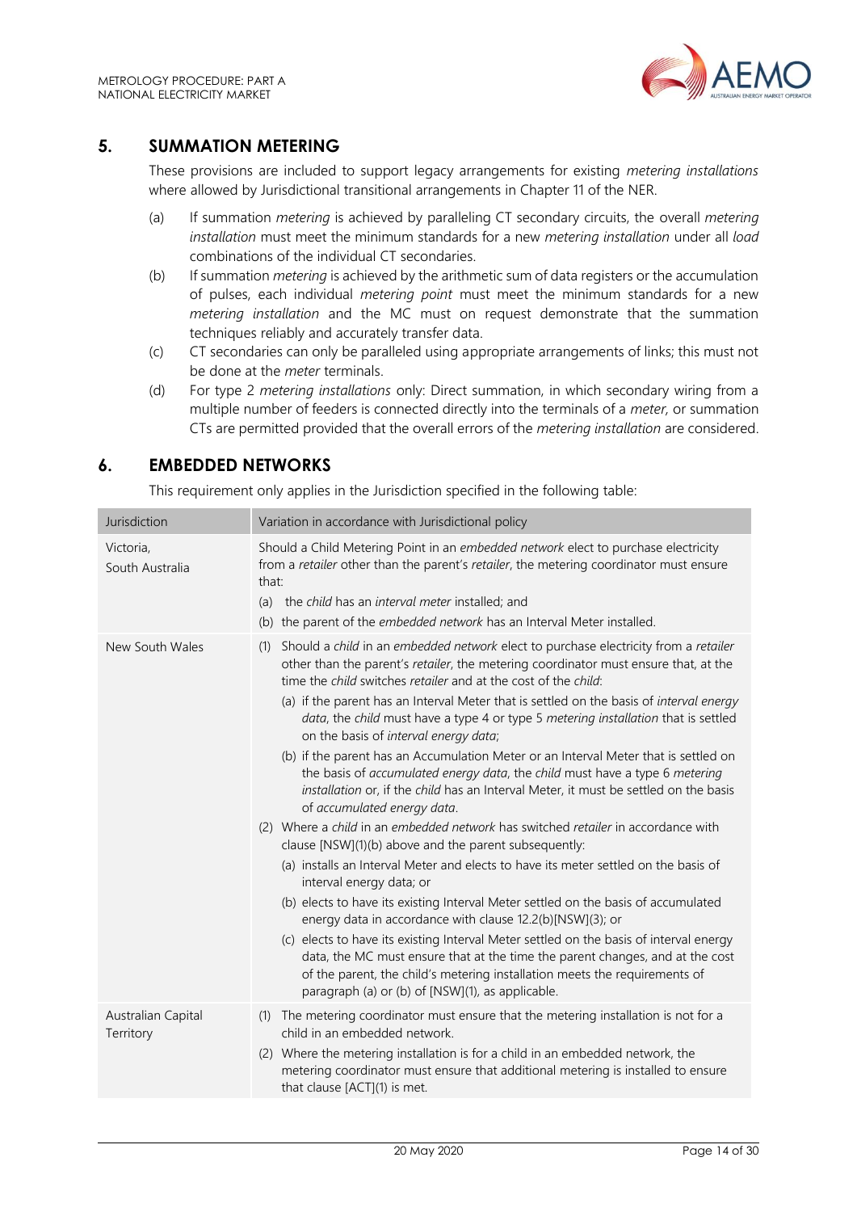## 5. SUMMATION METERING

These provisions are included to support legacy arrangements for existing *metering installations* where allowed by Jurisdictional transitional arrangements in Chapter 11 of the NER.

(a) If summation *metering* is achieved by paralleling CT secondary circuits, the overall *metering installation* must meet the minimum standards for a new *metering installation* under all *load* combinations of the individual CT secondaries.

(b) If summation *metering* is achieved by the arithmetic sum of data registers or the accumulation of pulses, each individual *metering point* must meet the minimum standards for a new *metering installation* and the MC must on request demonstrate that the summation techniques reliably and accurately transfer data.

(c) CT secondaries can only be paralleled using appropriate arrangements of links; this must not be done at the *meter* terminals.

(d) For type 2 *metering installations* only: Direct summation, in which secondary wiring from a multiple number of feeders is connected directly into the terminals of a *meter*, or summation CTs are permitted provided that the overall errors of the *metering installation* are considered.

## 6. EMBEDDED NETWORKS

This requirement only applies in the Jurisdiction specified in the following table:

| Jurisdiction | Variation in accordance with Jurisdictional policy |
|---|---|
| Victoria, South Australia | Should a Child Metering Point in an *embedded network* elect to purchase electricity from a *retailer* other than the parent's *retailer*, the metering coordinator must ensure that:<br>(a) the *child* has an *interval meter* installed; and<br>(b) the parent of the *embedded network* has an Interval Meter installed. |
| New South Wales | (1) Should a *child* in an *embedded network* elect to purchase electricity from a *retailer* other than the parent's *retailer*, the metering coordinator must ensure that, at the time the *child* switches *retailer* and at the cost of the *child*:<br>(a) if the parent has an Interval Meter that is settled on the basis of *interval energy data*, the *child* must have a type 4 or type 5 *metering installation* that is settled on the basis of *interval energy data*;<br>(b) if the parent has an Accumulation Meter or an Interval Meter that is settled on the basis of *accumulated energy data*, the *child* must have a type 6 *metering installation* or, if the *child* has an Interval Meter, it must be settled on the basis of *accumulated energy data*.<br>(2) Where a *child* in an *embedded network* has switched *retailer* in accordance with clause [NSW](1)(b) above and the parent subsequently:<br>(a) installs an Interval Meter and elects to have its meter settled on the basis of interval energy data; or<br>(b) elects to have its existing Interval Meter settled on the basis of accumulated energy data in accordance with clause 12.2(b)[NSW](3); or<br>(c) elects to have its existing Interval Meter settled on the basis of interval energy data, the MC must ensure that at the time the parent changes, and at the cost of the parent, the child's metering installation meets the requirements of paragraph (a) or (b) of [NSW](1), as applicable. |
| Australian Capital Territory | (1) The metering coordinator must ensure that the metering installation is not for a child in an embedded network.<br>(2) Where the metering installation is for a child in an embedded network, the metering coordinator must ensure that additional metering is installed to ensure that clause [ACT](1) is met. |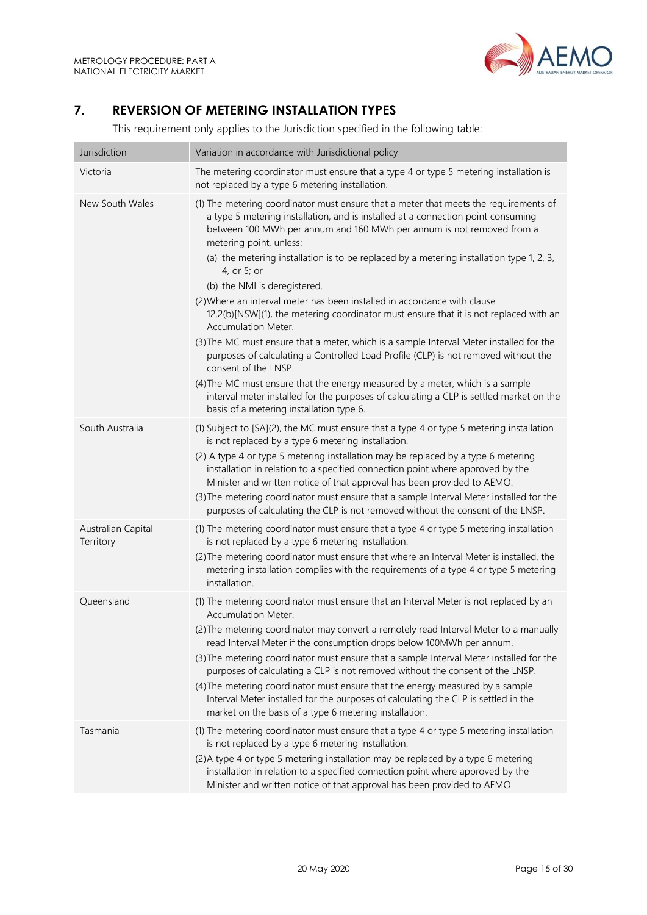## 7. REVERSION OF METERING INSTALLATION TYPES

This requirement only applies to the Jurisdiction specified in the following table:

| Jurisdiction | Variation in accordance with Jurisdictional policy |
|---|---|
| Victoria | The metering coordinator must ensure that a type 4 or type 5 metering installation is not replaced by a type 6 metering installation. |
| New South Wales | (1) The metering coordinator must ensure that a meter that meets the requirements of a type 5 metering installation, and is installed at a connection point consuming between 100 MWh per annum and 160 MWh per annum is not removed from a metering point, unless:<br>(a) the metering installation is to be replaced by a metering installation type 1, 2, 3, 4, or 5; or<br>(b) the NMI is deregistered.<br>(2) Where an interval meter has been installed in accordance with clause 12.2(b)[NSW](1), the metering coordinator must ensure that it is not replaced with an Accumulation Meter.<br>(3) The MC must ensure that a meter, which is a sample Interval Meter installed for the purposes of calculating a Controlled Load Profile (CLP) is not removed without the consent of the LNSP.<br>(4) The MC must ensure that the energy measured by a meter, which is a sample interval meter installed for the purposes of calculating a CLP is settled market on the basis of a metering installation type 6. |
| South Australia | (1) Subject to [SA](2), the MC must ensure that a type 4 or type 5 metering installation is not replaced by a type 6 metering installation.<br>(2) A type 4 or type 5 metering installation may be replaced by a type 6 metering installation in relation to a specified connection point where approved by the Minister and written notice of that approval has been provided to AEMO.<br>(3) The metering coordinator must ensure that a sample Interval Meter installed for the purposes of calculating the CLP is not removed without the consent of the LNSP. |
| Australian Capital Territory | (1) The metering coordinator must ensure that a type 4 or type 5 metering installation is not replaced by a type 6 metering installation.<br>(2) The metering coordinator must ensure that where an Interval Meter is installed, the metering installation complies with the requirements of a type 4 or type 5 metering installation. |
| Queensland | (1) The metering coordinator must ensure that an Interval Meter is not replaced by an Accumulation Meter.<br>(2) The metering coordinator may convert a remotely read Interval Meter to a manually read Interval Meter if the consumption drops below 100MWh per annum.<br>(3) The metering coordinator must ensure that a sample Interval Meter installed for the purposes of calculating a CLP is not removed without the consent of the LNSP.<br>(4) The metering coordinator must ensure that the energy measured by a sample Interval Meter installed for the purposes of calculating the CLP is settled in the market on the basis of a type 6 metering installation. |
| Tasmania | (1) The metering coordinator must ensure that a type 4 or type 5 metering installation is not replaced by a type 6 metering installation.<br>(2) A type 4 or type 5 metering installation may be replaced by a type 6 metering installation in relation to a specified connection point where approved by the Minister and written notice of that approval has been provided to AEMO. |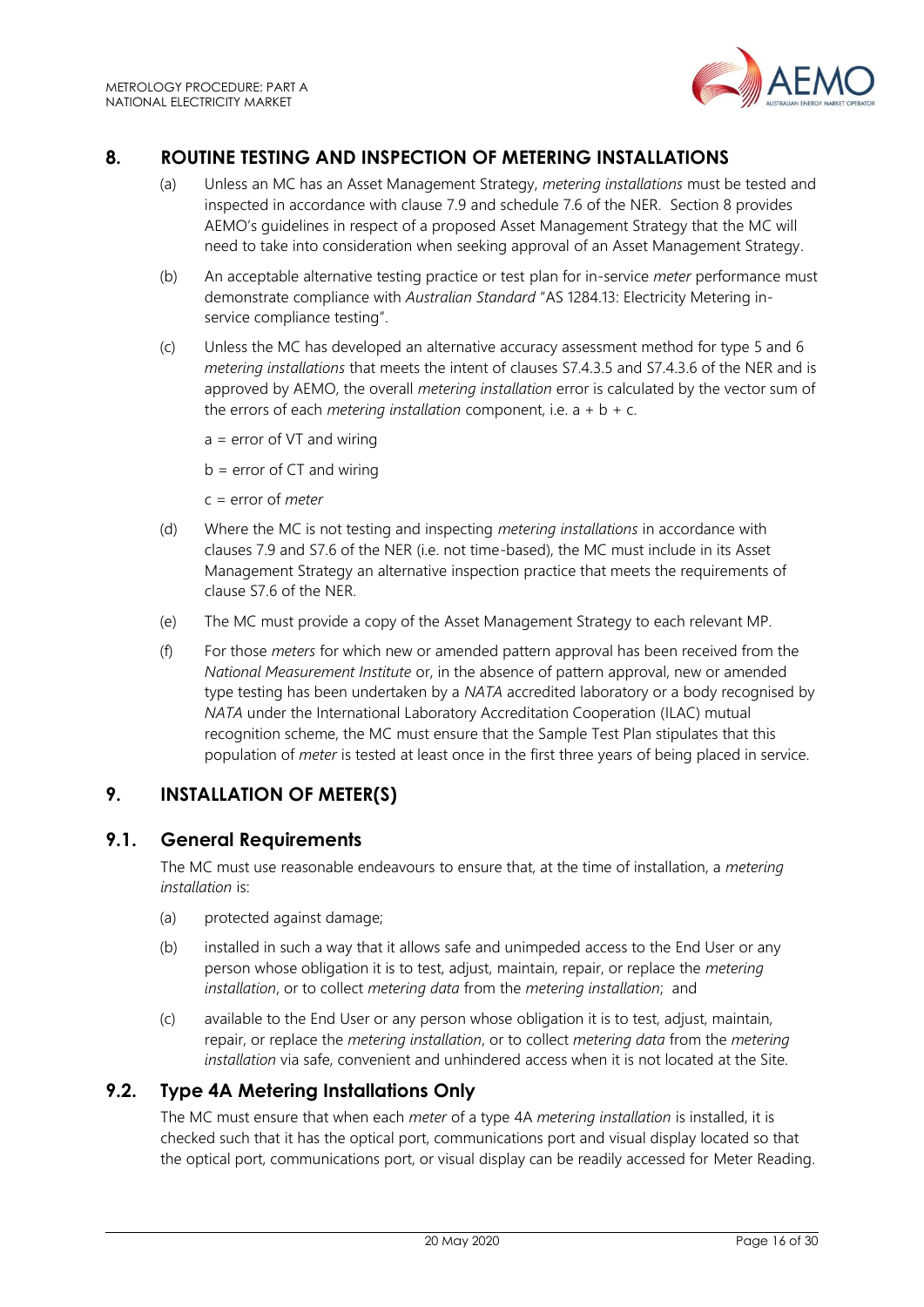## 8. ROUTINE TESTING AND INSPECTION OF METERING INSTALLATIONS

(a) Unless an MC has an Asset Management Strategy, *metering installations* must be tested and inspected in accordance with clause 7.9 and schedule 7.6 of the NER. Section 8 provides AEMO's guidelines in respect of a proposed Asset Management Strategy that the MC will need to take into consideration when seeking approval of an Asset Management Strategy.

(b) An acceptable alternative testing practice or test plan for in-service *meter* performance must demonstrate compliance with *Australian Standard* "AS 1284.13: Electricity Metering in-service compliance testing".

(c) Unless the MC has developed an alternative accuracy assessment method for type 5 and 6 *metering installations* that meets the intent of clauses S7.4.3.5 and S7.4.3.6 of the NER and is approved by AEMO, the overall *metering installation* error is calculated by the vector sum of the errors of each *metering installation* component, i.e. a + b + c.

a = error of VT and wiring

b = error of CT and wiring

c = error of *meter*

(d) Where the MC is not testing and inspecting *metering installations* in accordance with clauses 7.9 and S7.6 of the NER (i.e. not time-based), the MC must include in its Asset Management Strategy an alternative inspection practice that meets the requirements of clause S7.6 of the NER.

(e) The MC must provide a copy of the Asset Management Strategy to each relevant MP.

(f) For those *meters* for which new or amended pattern approval has been received from the *National Measurement Institute* or, in the absence of pattern approval, new or amended type testing has been undertaken by a *NATA* accredited laboratory or a body recognised by *NATA* under the International Laboratory Accreditation Cooperation (ILAC) mutual recognition scheme, the MC must ensure that the Sample Test Plan stipulates that this population of *meter* is tested at least once in the first three years of being placed in service.

## 9. INSTALLATION OF METER(S)

### 9.1. General Requirements

The MC must use reasonable endeavours to ensure that, at the time of installation, a *metering installation* is:

(a) protected against damage;

(b) installed in such a way that it allows safe and unimpeded access to the End User or any person whose obligation it is to test, adjust, maintain, repair, or replace the *metering installation*, or to collect *metering data* from the *metering installation*; and

(c) available to the End User or any person whose obligation it is to test, adjust, maintain, repair, or replace the *metering installation*, or to collect *metering data* from the *metering installation* via safe, convenient and unhindered access when it is not located at the Site.

### 9.2. Type 4A Metering Installations Only

The MC must ensure that when each *meter* of a type 4A *metering installation* is installed, it is checked such that it has the optical port, communications port and visual display located so that the optical port, communications port, or visual display can be readily accessed for Meter Reading.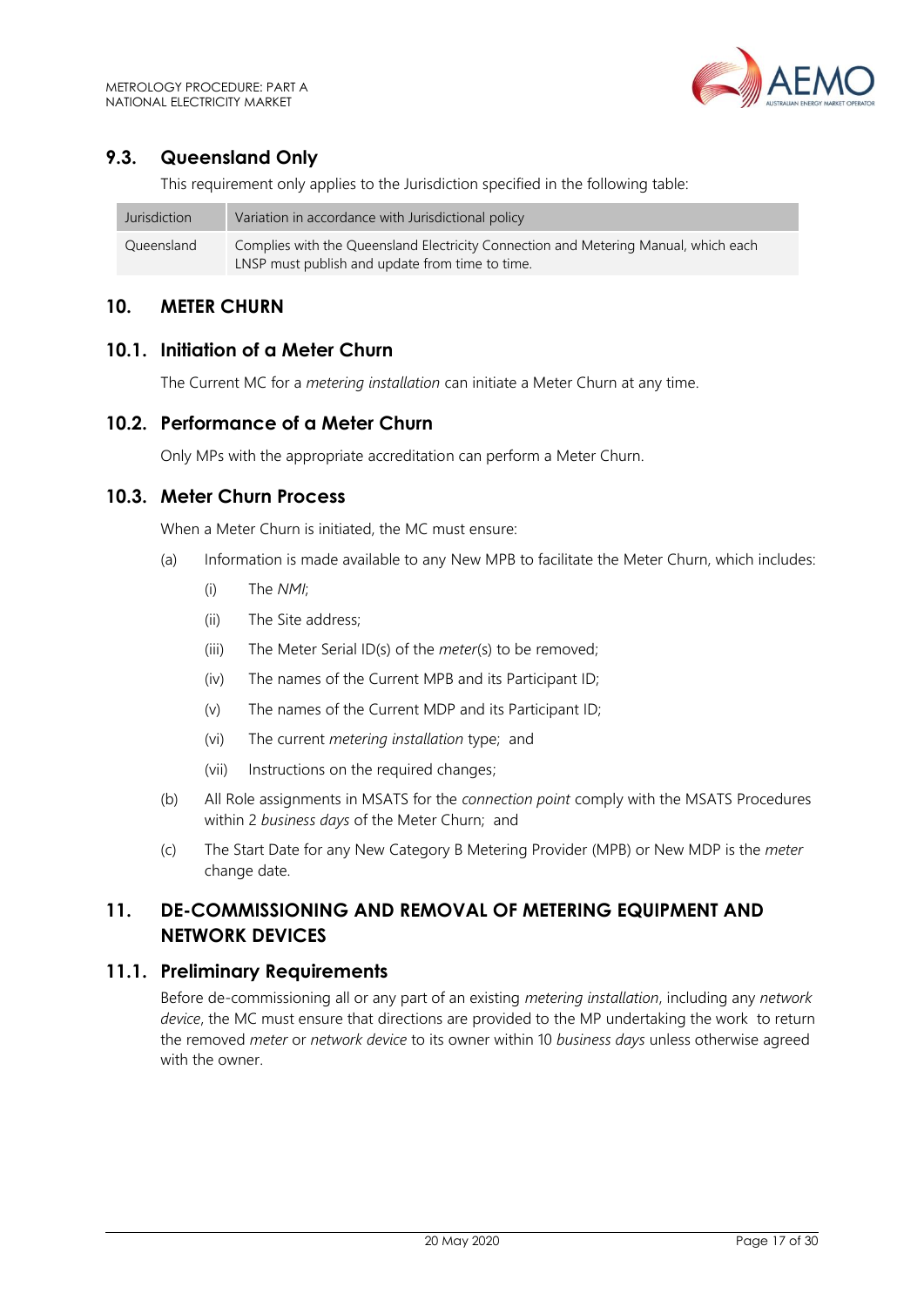## 9.3. Queensland Only

This requirement only applies to the Jurisdiction specified in the following table:

| Jurisdiction | Variation in accordance with Jurisdictional policy |
| --- | --- |
| Queensland | Complies with the Queensland Electricity Connection and Metering Manual, which each LNSP must publish and update from time to time. |

# 10. METER CHURN

## 10.1. Initiation of a Meter Churn

The Current MC for a *metering installation* can initiate a Meter Churn at any time.

## 10.2. Performance of a Meter Churn

Only MPs with the appropriate accreditation can perform a Meter Churn.

## 10.3. Meter Churn Process

When a Meter Churn is initiated, the MC must ensure:

(a) Information is made available to any New MPB to facilitate the Meter Churn, which includes:

  (i) The *NMI*;

  (ii) The Site address;

  (iii) The Meter Serial ID(s) of the *meter*(s) to be removed;

  (iv) The names of the Current MPB and its Participant ID;

  (v) The names of the Current MDP and its Participant ID;

  (vi) The current *metering installation* type; and

  (vii) Instructions on the required changes;

(b) All Role assignments in MSATS for the *connection point* comply with the MSATS Procedures within 2 *business days* of the Meter Churn; and

(c) The Start Date for any New Category B Metering Provider (MPB) or New MDP is the *meter* change date.

# 11. DE-COMMISSIONING AND REMOVAL OF METERING EQUIPMENT AND NETWORK DEVICES

## 11.1. Preliminary Requirements

Before de-commissioning all or any part of an existing *metering installation*, including any *network device*, the MC must ensure that directions are provided to the MP undertaking the work to return the removed *meter* or *network device* to its owner within 10 *business days* unless otherwise agreed with the owner.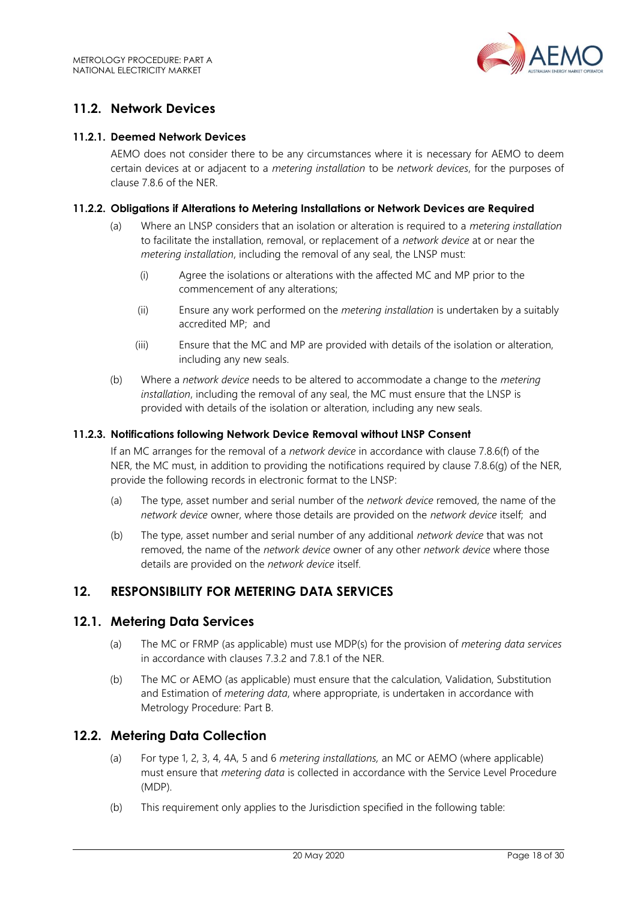## 11.2. Network Devices

### 11.2.1. Deemed Network Devices

AEMO does not consider there to be any circumstances where it is necessary for AEMO to deem certain devices at or adjacent to a *metering installation* to be *network devices*, for the purposes of clause 7.8.6 of the NER.

### 11.2.2. Obligations if Alterations to Metering Installations or Network Devices are Required

(a) Where an LNSP considers that an isolation or alteration is required to a *metering installation* to facilitate the installation, removal, or replacement of a *network device* at or near the *metering installation*, including the removal of any seal, the LNSP must:

  (i) Agree the isolations or alterations with the affected MC and MP prior to the commencement of any alterations;

  (ii) Ensure any work performed on the *metering installation* is undertaken by a suitably accredited MP; and

  (iii) Ensure that the MC and MP are provided with details of the isolation or alteration, including any new seals.

(b) Where a *network device* needs to be altered to accommodate a change to the *metering installation*, including the removal of any seal, the MC must ensure that the LNSP is provided with details of the isolation or alteration, including any new seals.

### 11.2.3. Notifications following Network Device Removal without LNSP Consent

If an MC arranges for the removal of a *network device* in accordance with clause 7.8.6(f) of the NER, the MC must, in addition to providing the notifications required by clause 7.8.6(g) of the NER, provide the following records in electronic format to the LNSP:

(a) The type, asset number and serial number of the *network device* removed, the name of the *network device* owner, where those details are provided on the *network device* itself; and

(b) The type, asset number and serial number of any additional *network device* that was not removed, the name of the *network device* owner of any other *network device* where those details are provided on the *network device* itself.

# 12. RESPONSIBILITY FOR METERING DATA SERVICES

## 12.1. Metering Data Services

(a) The MC or FRMP (as applicable) must use MDP(s) for the provision of *metering data services* in accordance with clauses 7.3.2 and 7.8.1 of the NER.

(b) The MC or AEMO (as applicable) must ensure that the calculation, Validation, Substitution and Estimation of *metering data*, where appropriate, is undertaken in accordance with Metrology Procedure: Part B.

## 12.2. Metering Data Collection

(a) For type 1, 2, 3, 4, 4A, 5 and 6 *metering installations*, an MC or AEMO (where applicable) must ensure that *metering data* is collected in accordance with the Service Level Procedure (MDP).

(b) This requirement only applies to the Jurisdiction specified in the following table: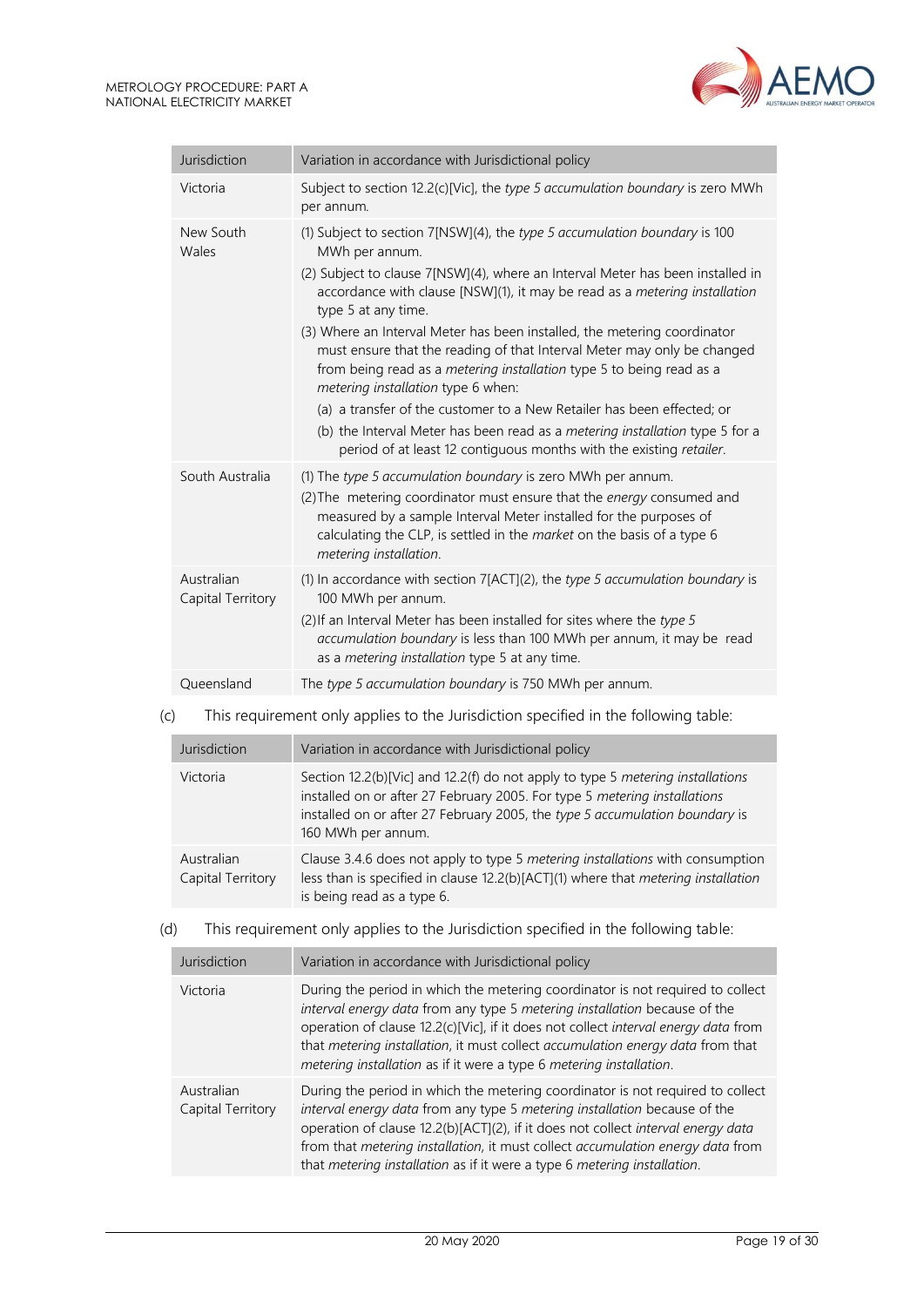| Jurisdiction | Variation in accordance with Jurisdictional policy |
| --- | --- |
| Victoria | Subject to section 12.2(c)[Vic], the *type 5 accumulation boundary* is zero MWh per annum. |
| New South Wales | (1) Subject to section 7[NSW](4), the *type 5 accumulation boundary* is 100 MWh per annum.<br>(2) Subject to clause 7[NSW](4), where an Interval Meter has been installed in accordance with clause [NSW](1), it may be read as a *metering installation* type 5 at any time.<br>(3) Where an Interval Meter has been installed, the metering coordinator must ensure that the reading of that Interval Meter may only be changed from being read as a *metering installation* type 5 to being read as a *metering installation* type 6 when:<br>(a) a transfer of the customer to a New Retailer has been effected; or<br>(b) the Interval Meter has been read as a *metering installation* type 5 for a period of at least 12 contiguous months with the existing *retailer*. |
| South Australia | (1) The *type 5 accumulation boundary* is zero MWh per annum.<br>(2) The metering coordinator must ensure that the *energy* consumed and measured by a sample Interval Meter installed for the purposes of calculating the CLP, is settled in the *market* on the basis of a type 6 *metering installation*. |
| Australian Capital Territory | (1) In accordance with section 7[ACT](2), the *type 5 accumulation boundary* is 100 MWh per annum.<br>(2) If an Interval Meter has been installed for sites where the *type 5 accumulation boundary* is less than 100 MWh per annum, it may be read as a *metering installation* type 5 at any time. |
| Queensland | The *type 5 accumulation boundary* is 750 MWh per annum. |

(c) This requirement only applies to the Jurisdiction specified in the following table:

| Jurisdiction | Variation in accordance with Jurisdictional policy |
| --- | --- |
| Victoria | Section 12.2(b)[Vic] and 12.2(f) do not apply to type 5 *metering installations* installed on or after 27 February 2005. For type 5 *metering installations* installed on or after 27 February 2005, the *type 5 accumulation boundary* is 160 MWh per annum. |
| Australian Capital Territory | Clause 3.4.6 does not apply to type 5 *metering installations* with consumption less than is specified in clause 12.2(b)[ACT](1) where that *metering installation* is being read as a type 6. |

(d) This requirement only applies to the Jurisdiction specified in the following table:

| Jurisdiction | Variation in accordance with Jurisdictional policy |
| --- | --- |
| Victoria | During the period in which the metering coordinator is not required to collect *interval energy data* from any type 5 *metering installation* because of the operation of clause 12.2(c)[Vic], if it does not collect *interval energy data* from that *metering installation*, it must collect *accumulation energy data* from that *metering installation* as if it were a type 6 *metering installation*. |
| Australian Capital Territory | During the period in which the metering coordinator is not required to collect *interval energy data* from any type 5 *metering installation* because of the operation of clause 12.2(b)[ACT](2), if it does not collect *interval energy data* from that *metering installation*, it must collect *accumulation energy data* from that *metering installation* as if it were a type 6 *metering installation*. |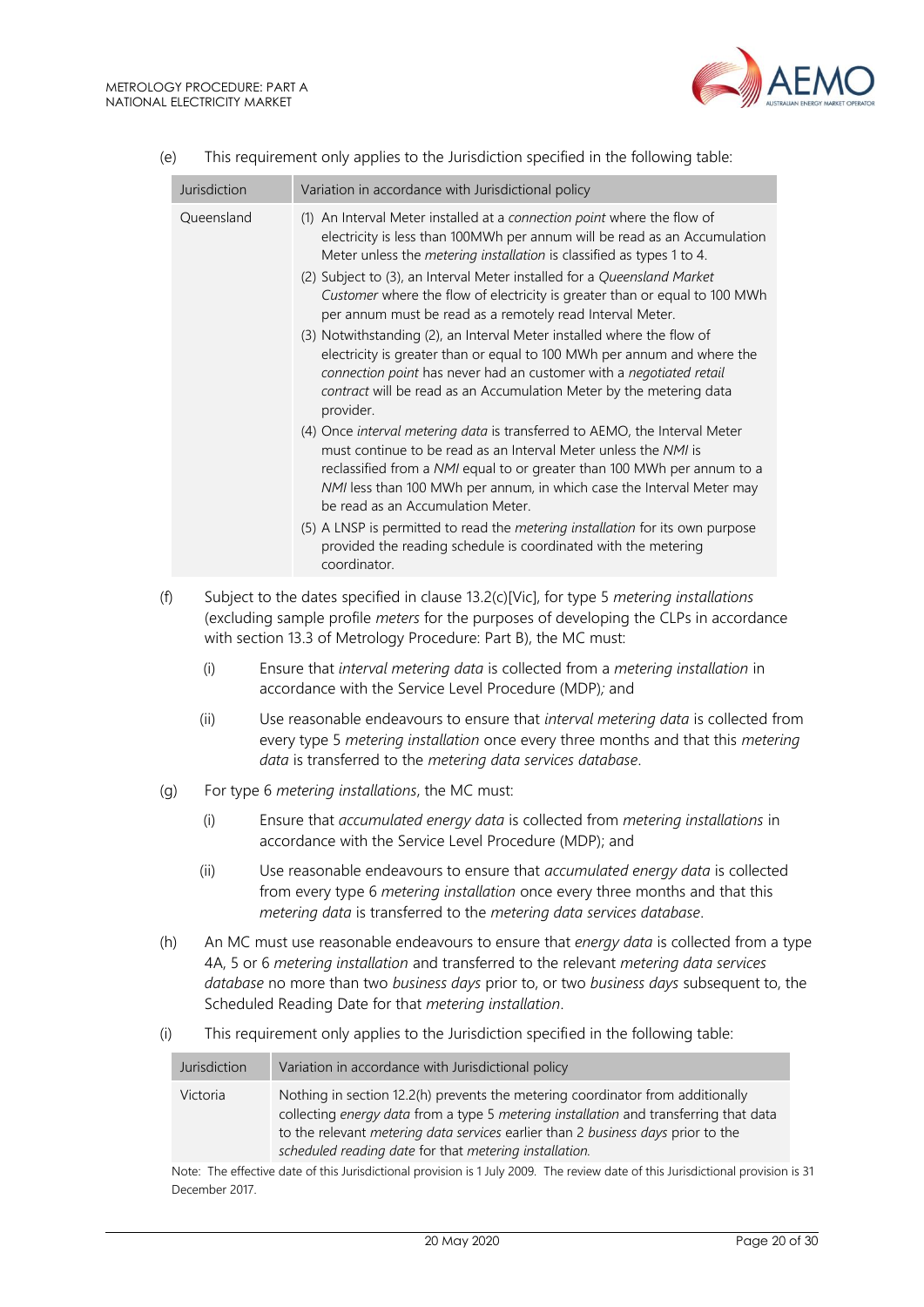(e) This requirement only applies to the Jurisdiction specified in the following table:

| Jurisdiction | Variation in accordance with Jurisdictional policy |
|---|---|
| Queensland | (1) An Interval Meter installed at a *connection point* where the flow of electricity is less than 100MWh per annum will be read as an Accumulation Meter unless the *metering installation* is classified as types 1 to 4.<br>(2) Subject to (3), an Interval Meter installed for a *Queensland Market Customer* where the flow of electricity is greater than or equal to 100 MWh per annum must be read as a remotely read Interval Meter.<br>(3) Notwithstanding (2), an Interval Meter installed where the flow of electricity is greater than or equal to 100 MWh per annum and where the *connection point* has never had an customer with a *negotiated retail contract* will be read as an Accumulation Meter by the metering data provider.<br>(4) Once *interval metering data* is transferred to AEMO, the Interval Meter must continue to be read as an Interval Meter unless the *NMI* is reclassified from a *NMI* equal to or greater than 100 MWh per annum to a *NMI* less than 100 MWh per annum, in which case the Interval Meter may be read as an Accumulation Meter.<br>(5) A LNSP is permitted to read the *metering installation* for its own purpose provided the reading schedule is coordinated with the metering coordinator. |

(f) Subject to the dates specified in clause 13.2(c)[Vic], for type 5 *metering installations* (excluding sample profile *meters* for the purposes of developing the CLPs in accordance with section 13.3 of Metrology Procedure: Part B), the MC must:

(i) Ensure that *interval metering data* is collected from a *metering installation* in accordance with the Service Level Procedure (MDP)*;* and

(ii) Use reasonable endeavours to ensure that *interval metering data* is collected from every type 5 *metering installation* once every three months and that this *metering data* is transferred to the *metering data services database*.

(g) For type 6 *metering installations*, the MC must:

(i) Ensure that *accumulated energy data* is collected from *metering installations* in accordance with the Service Level Procedure (MDP); and

(ii) Use reasonable endeavours to ensure that *accumulated energy data* is collected from every type 6 *metering installation* once every three months and that this *metering data* is transferred to the *metering data services database*.

(h) An MC must use reasonable endeavours to ensure that *energy data* is collected from a type 4A, 5 or 6 *metering installation* and transferred to the relevant *metering data services database* no more than two *business days* prior to, or two *business days* subsequent to, the Scheduled Reading Date for that *metering installation*.

(i) This requirement only applies to the Jurisdiction specified in the following table:

| Jurisdiction | Variation in accordance with Jurisdictional policy |
|---|---|
| Victoria | Nothing in section 12.2(h) prevents the metering coordinator from additionally collecting *energy data* from a type 5 *metering installation* and transferring that data to the relevant *metering data services* earlier than 2 *business days* prior to the *scheduled reading date* for that *metering installation.* |

Note: The effective date of this Jurisdictional provision is 1 July 2009. The review date of this Jurisdictional provision is 31 December 2017.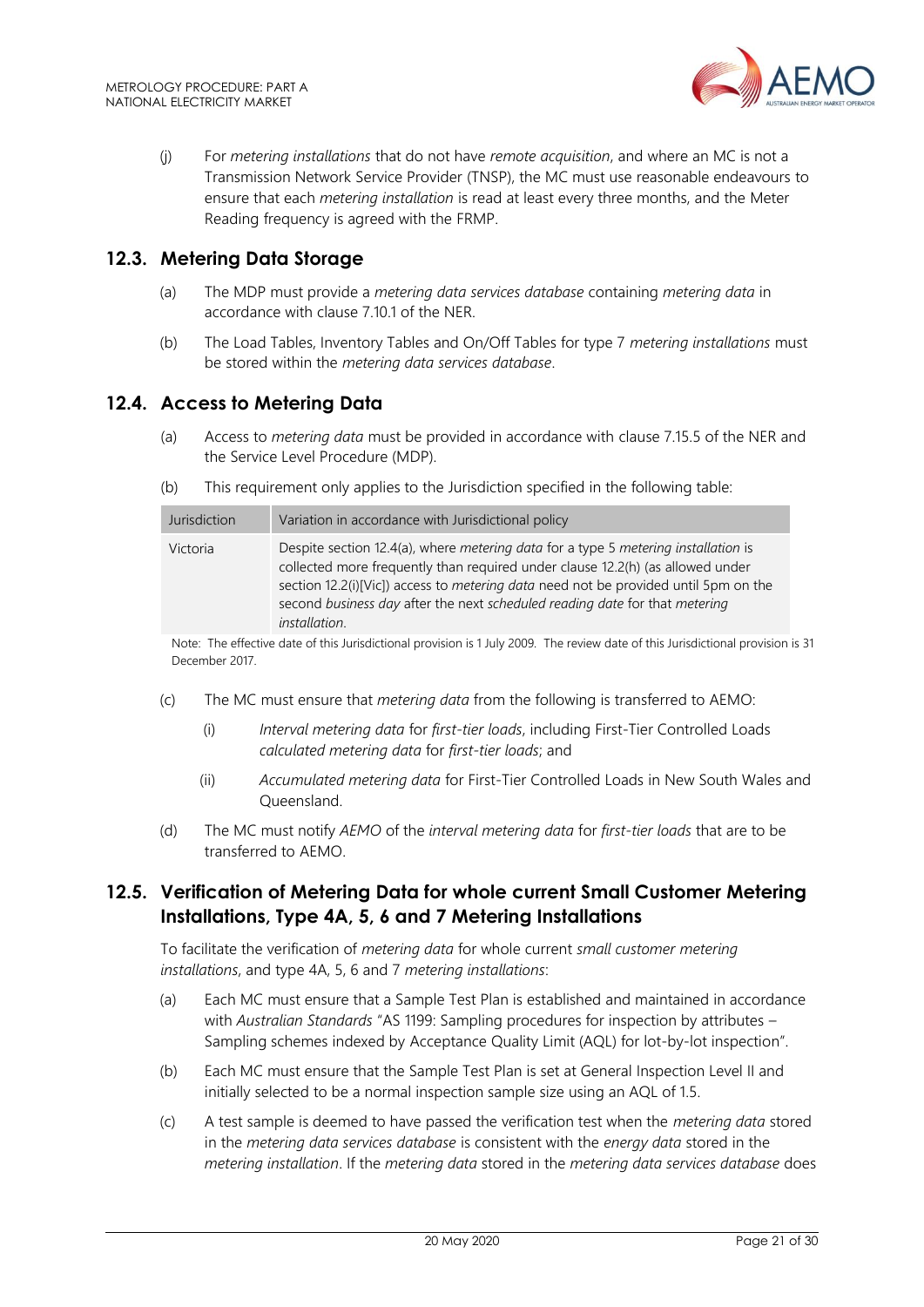(j) For *metering installations* that do not have *remote acquisition*, and where an MC is not a Transmission Network Service Provider (TNSP), the MC must use reasonable endeavours to ensure that each *metering installation* is read at least every three months, and the Meter Reading frequency is agreed with the FRMP.

## 12.3. Metering Data Storage

(a) The MDP must provide a *metering data services database* containing *metering data* in accordance with clause 7.10.1 of the NER.

(b) The Load Tables, Inventory Tables and On/Off Tables for type 7 *metering installations* must be stored within the *metering data services database*.

## 12.4. Access to Metering Data

(a) Access to *metering data* must be provided in accordance with clause 7.15.5 of the NER and the Service Level Procedure (MDP).

(b) This requirement only applies to the Jurisdiction specified in the following table:

| Jurisdiction | Variation in accordance with Jurisdictional policy |
|---|---|
| Victoria | Despite section 12.4(a), where *metering data* for a type 5 *metering installation* is collected more frequently than required under clause 12.2(h) (as allowed under section 12.2(i)[Vic]) access to *metering data* need not be provided until 5pm on the second *business day* after the next *scheduled reading date* for that *metering installation*. |

Note: The effective date of this Jurisdictional provision is 1 July 2009. The review date of this Jurisdictional provision is 31 December 2017.

(c) The MC must ensure that *metering data* from the following is transferred to AEMO:

(i) *Interval metering data* for *first-tier loads*, including First-Tier Controlled Loads *calculated metering data* for *first-tier loads*; and

(ii) *Accumulated metering data* for First-Tier Controlled Loads in New South Wales and Queensland.

(d) The MC must notify *AEMO* of the *interval metering data* for *first-tier loads* that are to be transferred to AEMO.

## 12.5. Verification of Metering Data for whole current Small Customer Metering Installations, Type 4A, 5, 6 and 7 Metering Installations

To facilitate the verification of *metering data* for whole current *small customer metering installations*, and type 4A, 5, 6 and 7 *metering installations*:

(a) Each MC must ensure that a Sample Test Plan is established and maintained in accordance with *Australian Standards* "AS 1199: Sampling procedures for inspection by attributes – Sampling schemes indexed by Acceptance Quality Limit (AQL) for lot-by-lot inspection".

(b) Each MC must ensure that the Sample Test Plan is set at General Inspection Level II and initially selected to be a normal inspection sample size using an AQL of 1.5.

(c) A test sample is deemed to have passed the verification test when the *metering data* stored in the *metering data services database* is consistent with the *energy data* stored in the *metering installation*. If the *metering data* stored in the *metering data services database* does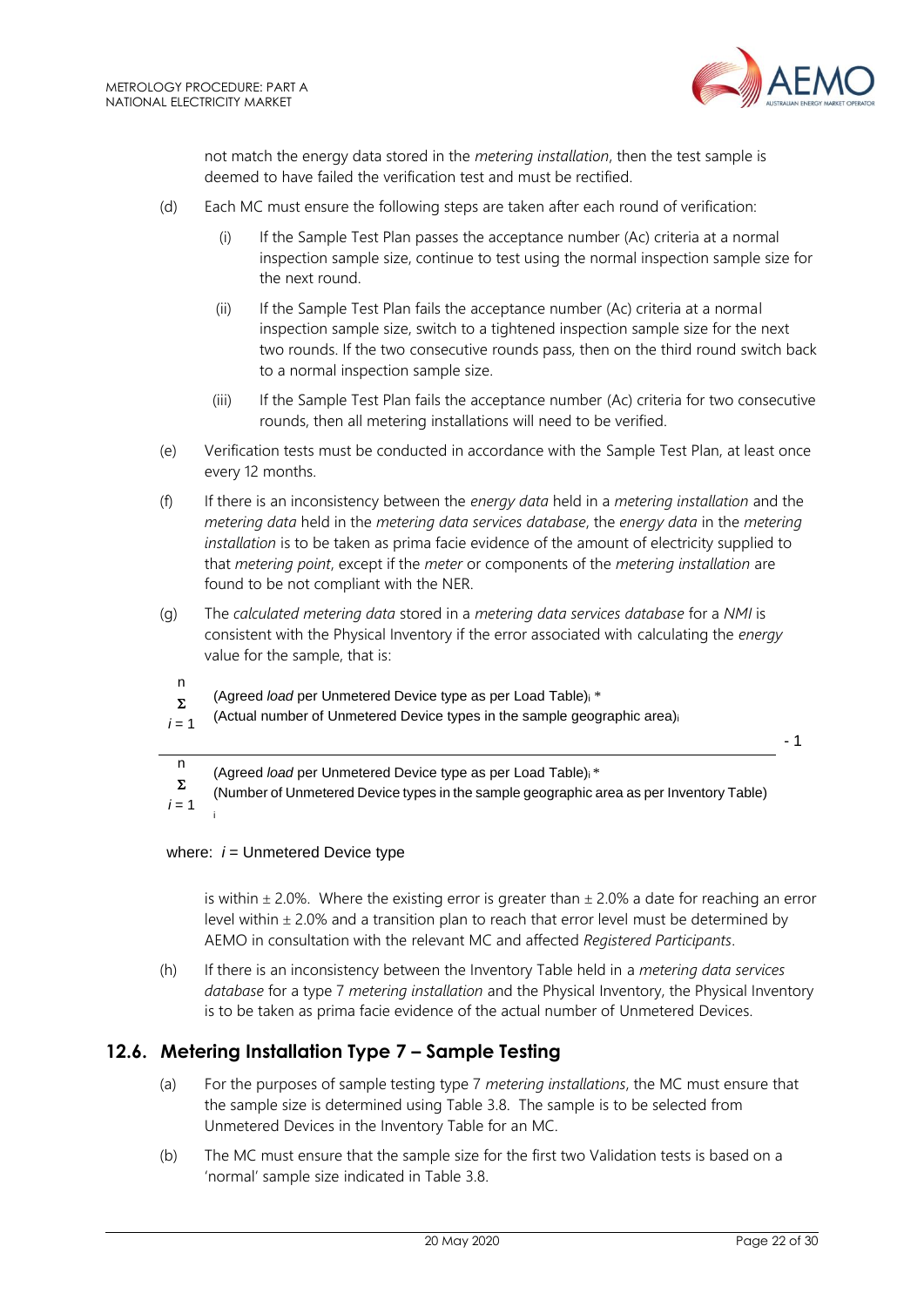not match the energy data stored in the *metering installation*, then the test sample is deemed to have failed the verification test and must be rectified.

(d) Each MC must ensure the following steps are taken after each round of verification:

(i) If the Sample Test Plan passes the acceptance number (Ac) criteria at a normal inspection sample size, continue to test using the normal inspection sample size for the next round.

(ii) If the Sample Test Plan fails the acceptance number (Ac) criteria at a normal inspection sample size, switch to a tightened inspection sample size for the next two rounds. If the two consecutive rounds pass, then on the third round switch back to a normal inspection sample size.

(iii) If the Sample Test Plan fails the acceptance number (Ac) criteria for two consecutive rounds, then all metering installations will need to be verified.

(e) Verification tests must be conducted in accordance with the Sample Test Plan, at least once every 12 months.

(f) If there is an inconsistency between the *energy data* held in a *metering installation* and the *metering data* held in the *metering data services database*, the *energy data* in the *metering installation* is to be taken as prima facie evidence of the amount of electricity supplied to that *metering point*, except if the *meter* or components of the *metering installation* are found to be not compliant with the NER.

(g) The *calculated metering data* stored in a *metering data services database* for a *NMI* is consistent with the Physical Inventory if the error associated with calculating the *energy* value for the sample, that is:

$$\frac{\sum_{i=1}^{n} (\text{Agreed } \textit{load} \text{ per Unmetered Device type as per Load Table})_i * (\text{Actual number of Unmetered Device types in the sample geographic area})_i}{\sum_{i=1}^{n} (\text{Agreed } \textit{load} \text{ per Unmetered Device type as per Load Table})_i * (\text{Number of Unmetered Device types in the sample geographic area as per Inventory Table})_i} - 1$$

where: $i$ = Unmetered Device type

is within ± 2.0%. Where the existing error is greater than ± 2.0% a date for reaching an error level within ± 2.0% and a transition plan to reach that error level must be determined by AEMO in consultation with the relevant MC and affected *Registered Participants*.

(h) If there is an inconsistency between the Inventory Table held in a *metering data services database* for a type 7 *metering installation* and the Physical Inventory, the Physical Inventory is to be taken as prima facie evidence of the actual number of Unmetered Devices.

## 12.6. Metering Installation Type 7 – Sample Testing

(a) For the purposes of sample testing type 7 *metering installations*, the MC must ensure that the sample size is determined using Table 3.8. The sample is to be selected from Unmetered Devices in the Inventory Table for an MC.

(b) The MC must ensure that the sample size for the first two Validation tests is based on a 'normal' sample size indicated in Table 3.8.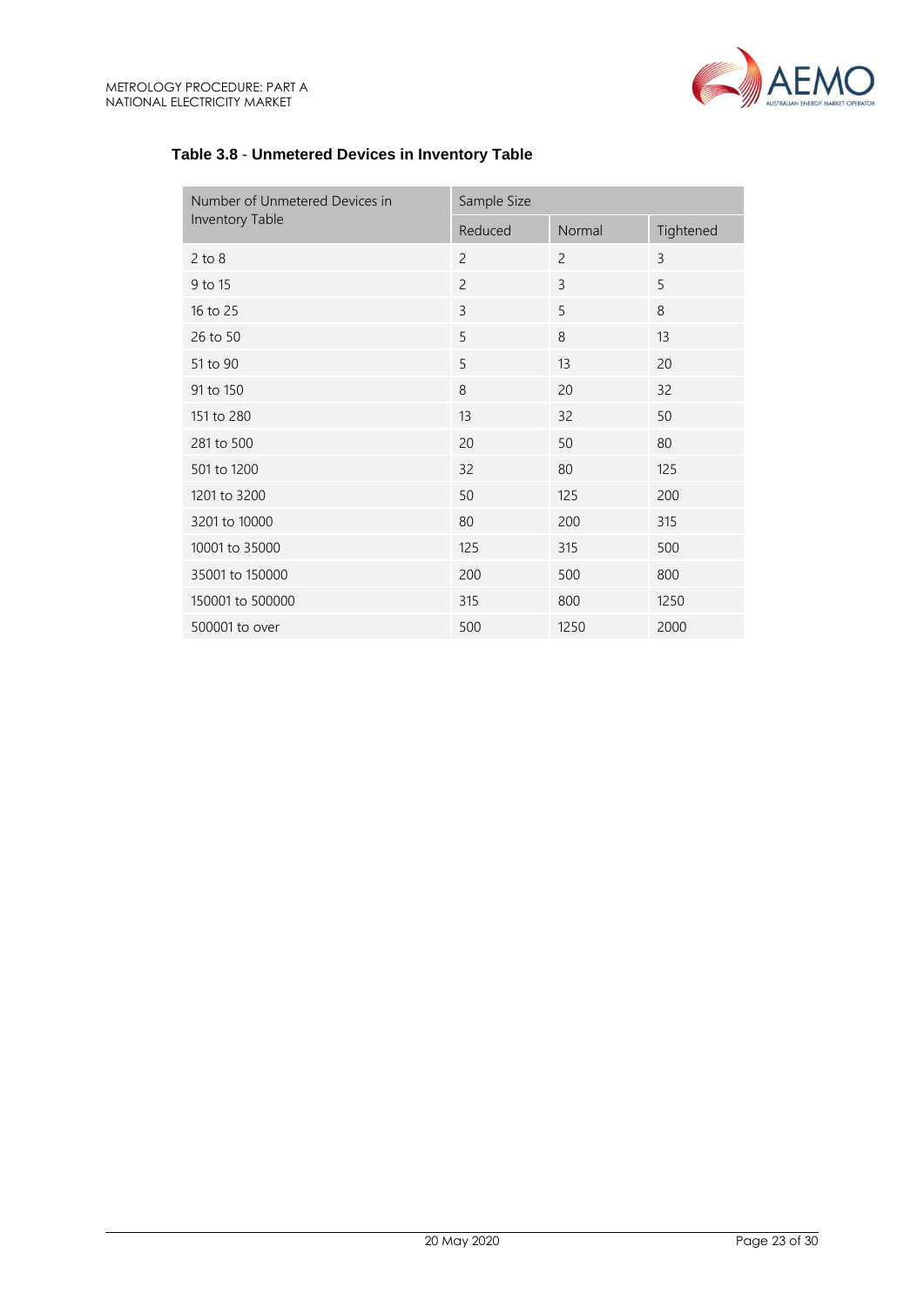**Table 3.8 - Unmetered Devices in Inventory Table**

| Number of Unmetered Devices in Inventory Table | Sample Size | | |
|---|---|---|---|
| | Reduced | Normal | Tightened |
| 2 to 8 | 2 | 2 | 3 |
| 9 to 15 | 2 | 3 | 5 |
| 16 to 25 | 3 | 5 | 8 |
| 26 to 50 | 5 | 8 | 13 |
| 51 to 90 | 5 | 13 | 20 |
| 91 to 150 | 8 | 20 | 32 |
| 151 to 280 | 13 | 32 | 50 |
| 281 to 500 | 20 | 50 | 80 |
| 501 to 1200 | 32 | 80 | 125 |
| 1201 to 3200 | 50 | 125 | 200 |
| 3201 to 10000 | 80 | 200 | 315 |
| 10001 to 35000 | 125 | 315 | 500 |
| 35001 to 150000 | 200 | 500 | 800 |
| 150001 to 500000 | 315 | 800 | 1250 |
| 500001 to over | 500 | 1250 | 2000 |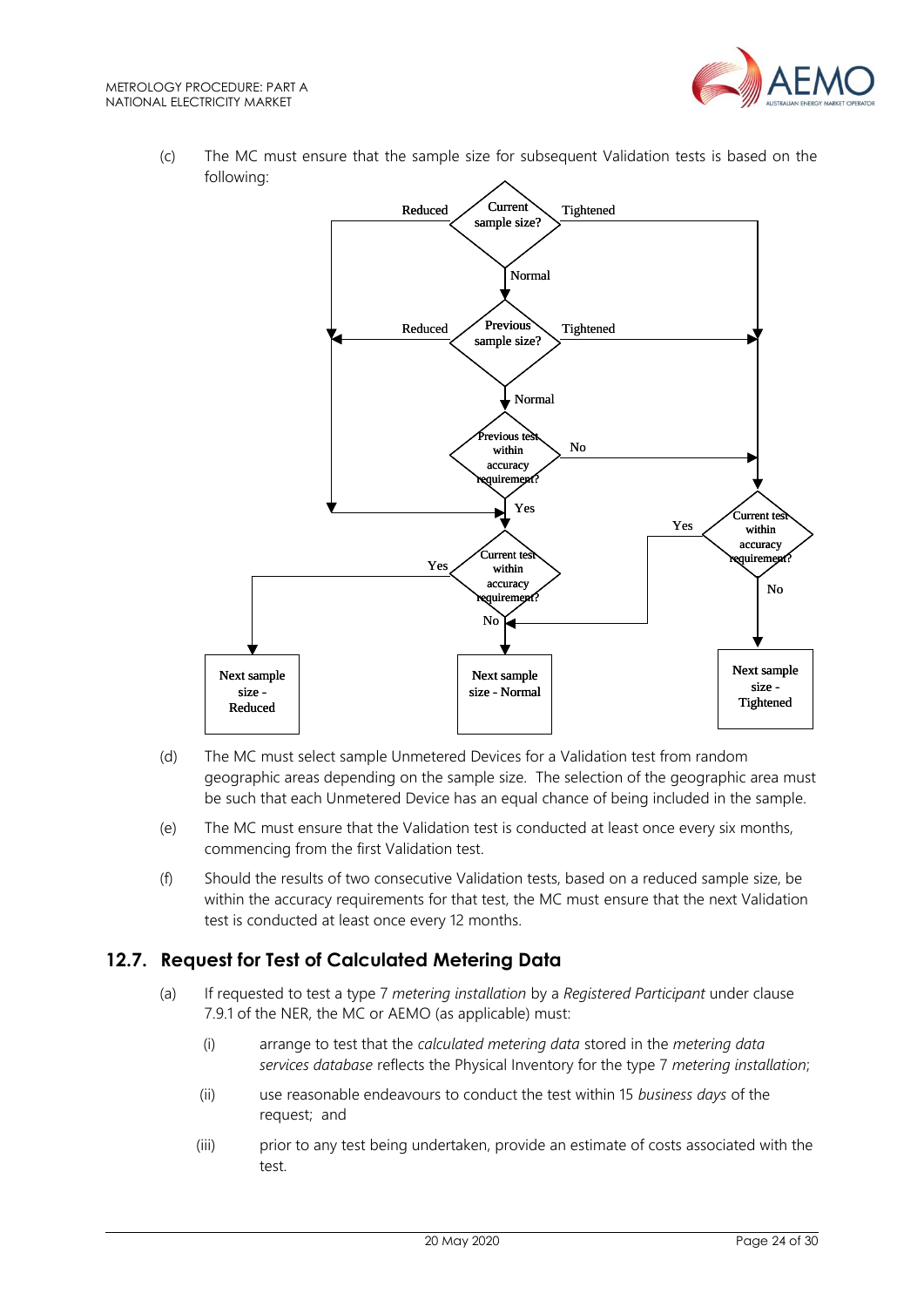(c) The MC must ensure that the sample size for subsequent Validation tests is based on the following:

(d) The MC must select sample Unmetered Devices for a Validation test from random geographic areas depending on the sample size. The selection of the geographic area must be such that each Unmetered Device has an equal chance of being included in the sample.

(e) The MC must ensure that the Validation test is conducted at least once every six months, commencing from the first Validation test.

(f) Should the results of two consecutive Validation tests, based on a reduced sample size, be within the accuracy requirements for that test, the MC must ensure that the next Validation test is conducted at least once every 12 months.

## 12.7. Request for Test of Calculated Metering Data

(a) If requested to test a type 7 *metering installation* by a *Registered Participant* under clause 7.9.1 of the NER, the MC or AEMO (as applicable) must:

   (i) arrange to test that the *calculated metering data* stored in the *metering data services database* reflects the Physical Inventory for the type 7 *metering installation*;

   (ii) use reasonable endeavours to conduct the test within 15 *business days* of the request; and

   (iii) prior to any test being undertaken, provide an estimate of costs associated with the test.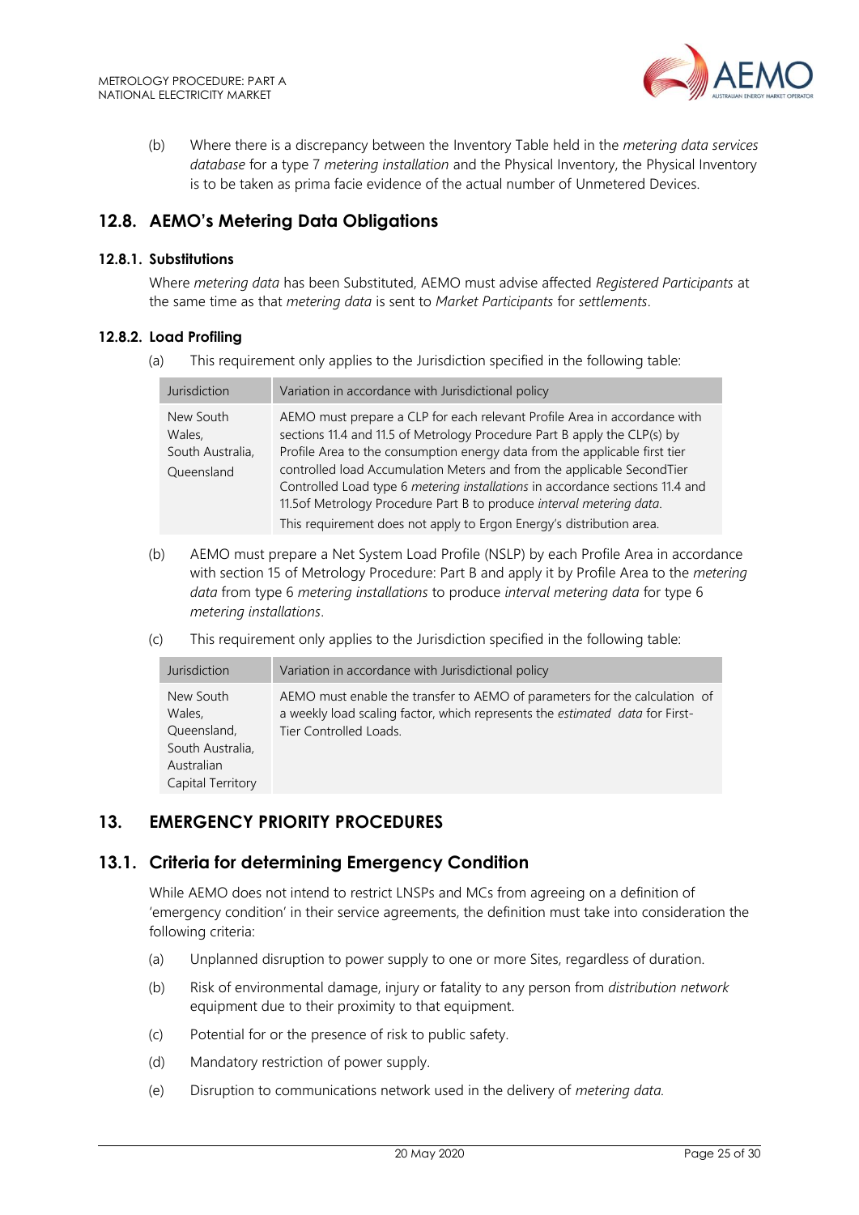(b) Where there is a discrepancy between the Inventory Table held in the *metering data services database* for a type 7 *metering installation* and the Physical Inventory, the Physical Inventory is to be taken as prima facie evidence of the actual number of Unmetered Devices.

## 12.8. AEMO's Metering Data Obligations

### 12.8.1. Substitutions

Where *metering data* has been Substituted, AEMO must advise affected *Registered Participants* at the same time as that *metering data* is sent to *Market Participants* for *settlements*.

### 12.8.2. Load Profiling

(a) This requirement only applies to the Jurisdiction specified in the following table:

| Jurisdiction | Variation in accordance with Jurisdictional policy |
|---|---|
| New South Wales, South Australia, Queensland | AEMO must prepare a CLP for each relevant Profile Area in accordance with sections 11.4 and 11.5 of Metrology Procedure Part B apply the CLP(s) by Profile Area to the consumption energy data from the applicable first tier controlled load Accumulation Meters and from the applicable SecondTier Controlled Load type 6 *metering installations* in accordance sections 11.4 and 11.5of Metrology Procedure Part B to produce *interval metering data*.<br>This requirement does not apply to Ergon Energy's distribution area. |

(b) AEMO must prepare a Net System Load Profile (NSLP) by each Profile Area in accordance with section 15 of Metrology Procedure: Part B and apply it by Profile Area to the *metering data* from type 6 *metering installations* to produce *interval metering data* for type 6 *metering installations*.

(c) This requirement only applies to the Jurisdiction specified in the following table:

| Jurisdiction | Variation in accordance with Jurisdictional policy |
|---|---|
| New South Wales, Queensland, South Australia, Australian Capital Territory | AEMO must enable the transfer to AEMO of parameters for the calculation of a weekly load scaling factor, which represents the *estimated data* for First-Tier Controlled Loads. |

# 13. EMERGENCY PRIORITY PROCEDURES

## 13.1. Criteria for determining Emergency Condition

While AEMO does not intend to restrict LNSPs and MCs from agreeing on a definition of 'emergency condition' in their service agreements, the definition must take into consideration the following criteria:

(a) Unplanned disruption to power supply to one or more Sites, regardless of duration.

(b) Risk of environmental damage, injury or fatality to any person from *distribution network* equipment due to their proximity to that equipment.

(c) Potential for or the presence of risk to public safety.

(d) Mandatory restriction of power supply.

(e) Disruption to communications network used in the delivery of *metering data*.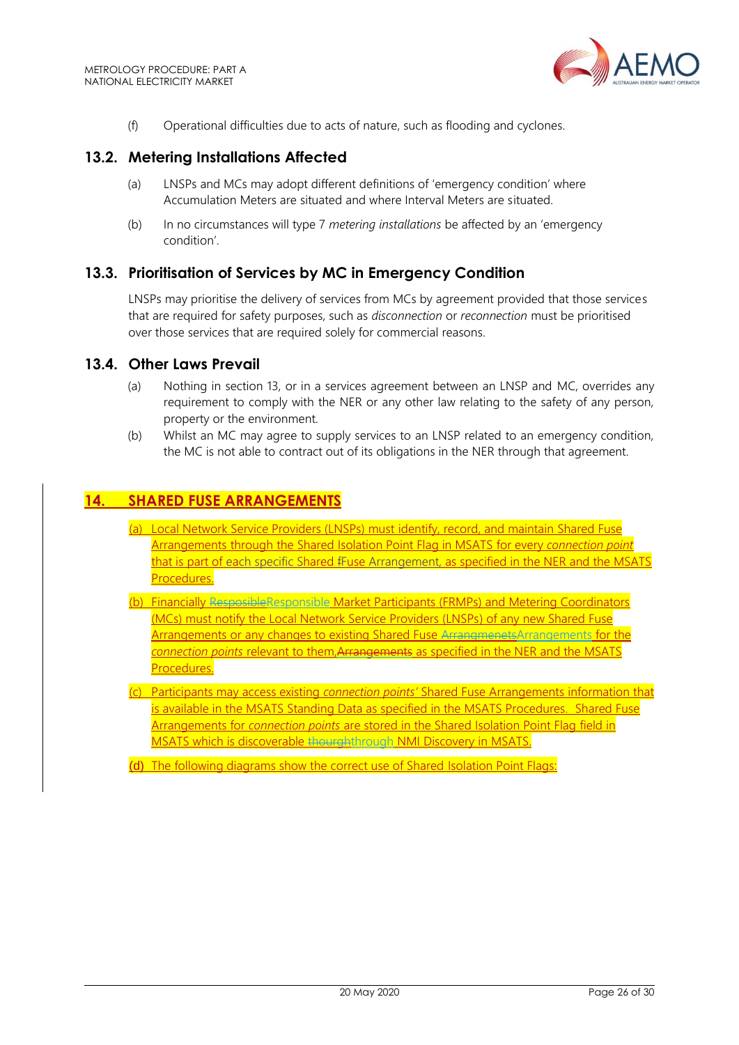(f) Operational difficulties due to acts of nature, such as flooding and cyclones.

## 13.2. Metering Installations Affected

(a) LNSPs and MCs may adopt different definitions of 'emergency condition' where Accumulation Meters are situated and where Interval Meters are situated.

(b) In no circumstances will type 7 *metering installations* be affected by an 'emergency condition'.

## 13.3. Prioritisation of Services by MC in Emergency Condition

LNSPs may prioritise the delivery of services from MCs by agreement provided that those services that are required for safety purposes, such as *disconnection* or *reconnection* must be prioritised over those services that are required solely for commercial reasons.

## 13.4. Other Laws Prevail

(a) Nothing in section 13, or in a services agreement between an LNSP and MC, overrides any requirement to comply with the NER or any other law relating to the safety of any person, property or the environment.

(b) Whilst an MC may agree to supply services to an LNSP related to an emergency condition, the MC is not able to contract out of its obligations in the NER through that agreement.

# 14. SHARED FUSE ARRANGEMENTS

(a) Local Network Service Providers (LNSPs) must identify, record, and maintain Shared Fuse Arrangements through the Shared Isolation Point Flag in MSATS for every *connection point* that is part of each specific Shared ~~f~~Fuse Arrangement, as specified in the NER and the MSATS Procedures.

(b) Financially ~~Resposible~~Responsible Market Participants (FRMPs) and Metering Coordinators (MCs) must notify the Local Network Service Providers (LNSPs) of any new Shared Fuse Arrangements or any changes to existing Shared Fuse ~~Arrangmenets~~Arrangements for the *connection points* relevant to them,~~Arrangements~~ as specified in the NER and the MSATS Procedures.

(c) Participants may access existing *connection points'* Shared Fuse Arrangements information that is available in the MSATS Standing Data as specified in the MSATS Procedures. Shared Fuse Arrangements for *connection points* are stored in the Shared Isolation Point Flag field in MSATS which is discoverable ~~thourgh~~through NMI Discovery in MSATS.

**(d)** The following diagrams show the correct use of Shared Isolation Point Flags: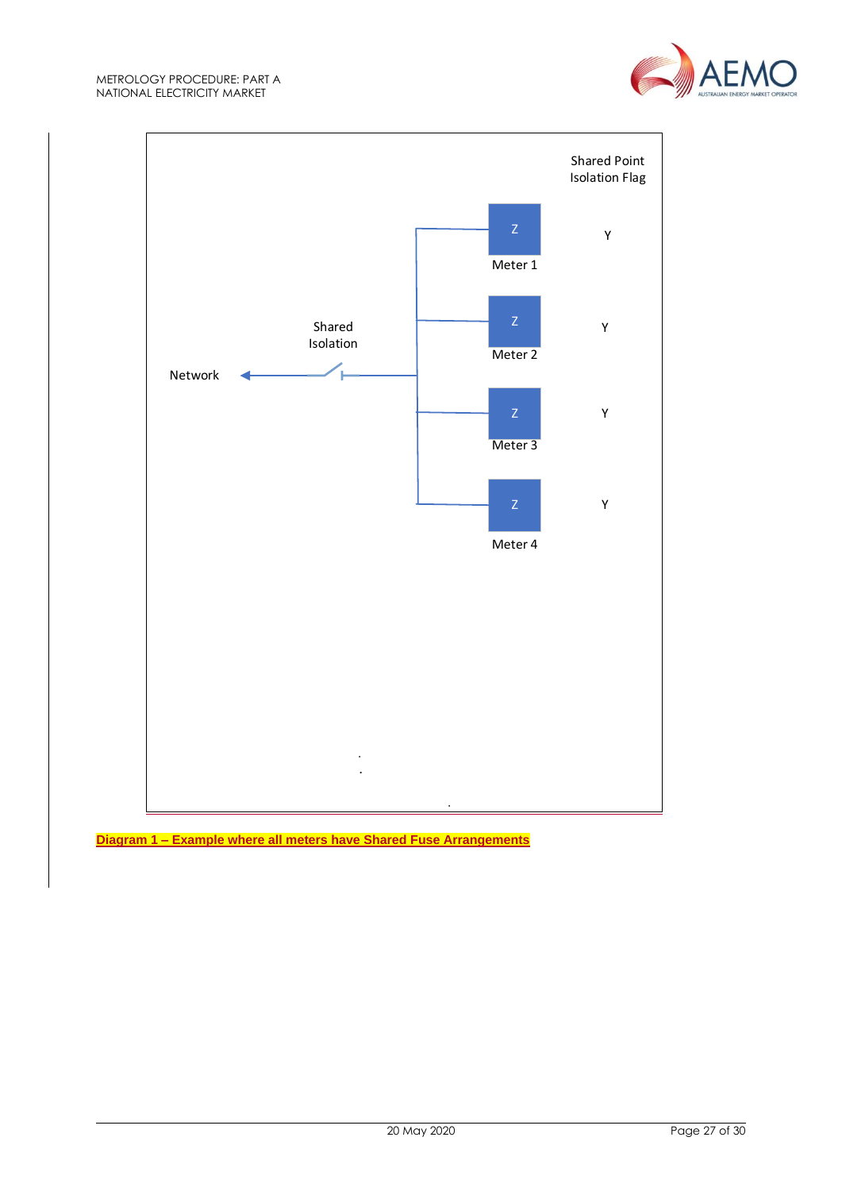Shared Point Isolation Flag

| Meter | Shared Point Isolation Flag |
| --- | --- |
| Meter 1 | Y |
| Meter 2 | Y |
| Meter 3 | Y |
| Meter 4 | Y |

Network — Shared Isolation

**Diagram 1 – Example where all meters have Shared Fuse Arrangements**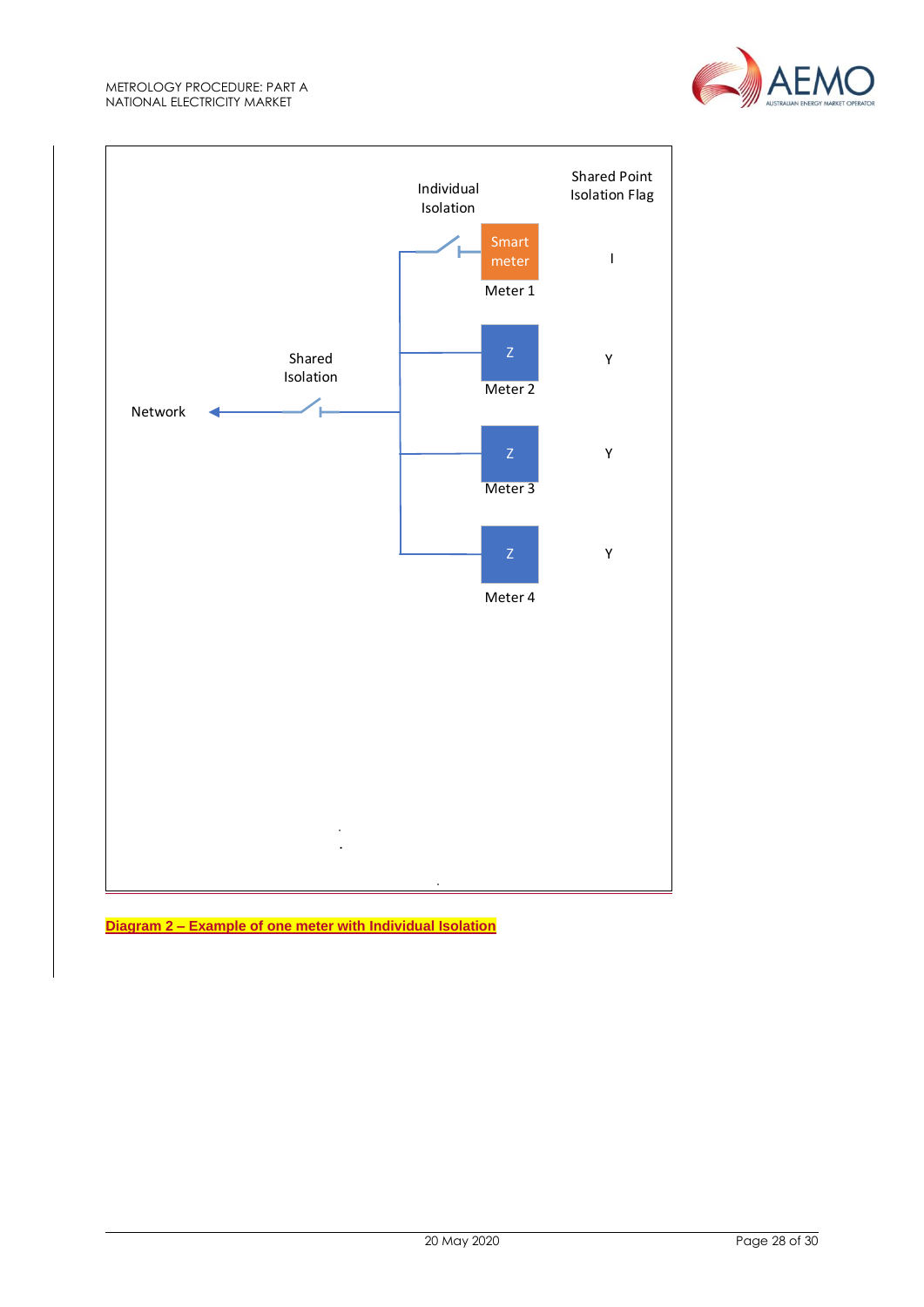Individual Isolation

Shared Point Isolation Flag

Smart meter

Meter 1

I

Z

Meter 2

Y

Shared Isolation

Network

Z

Meter 3

Y

Z

Meter 4

Y

**Diagram 2 – Example of one meter with Individual Isolation**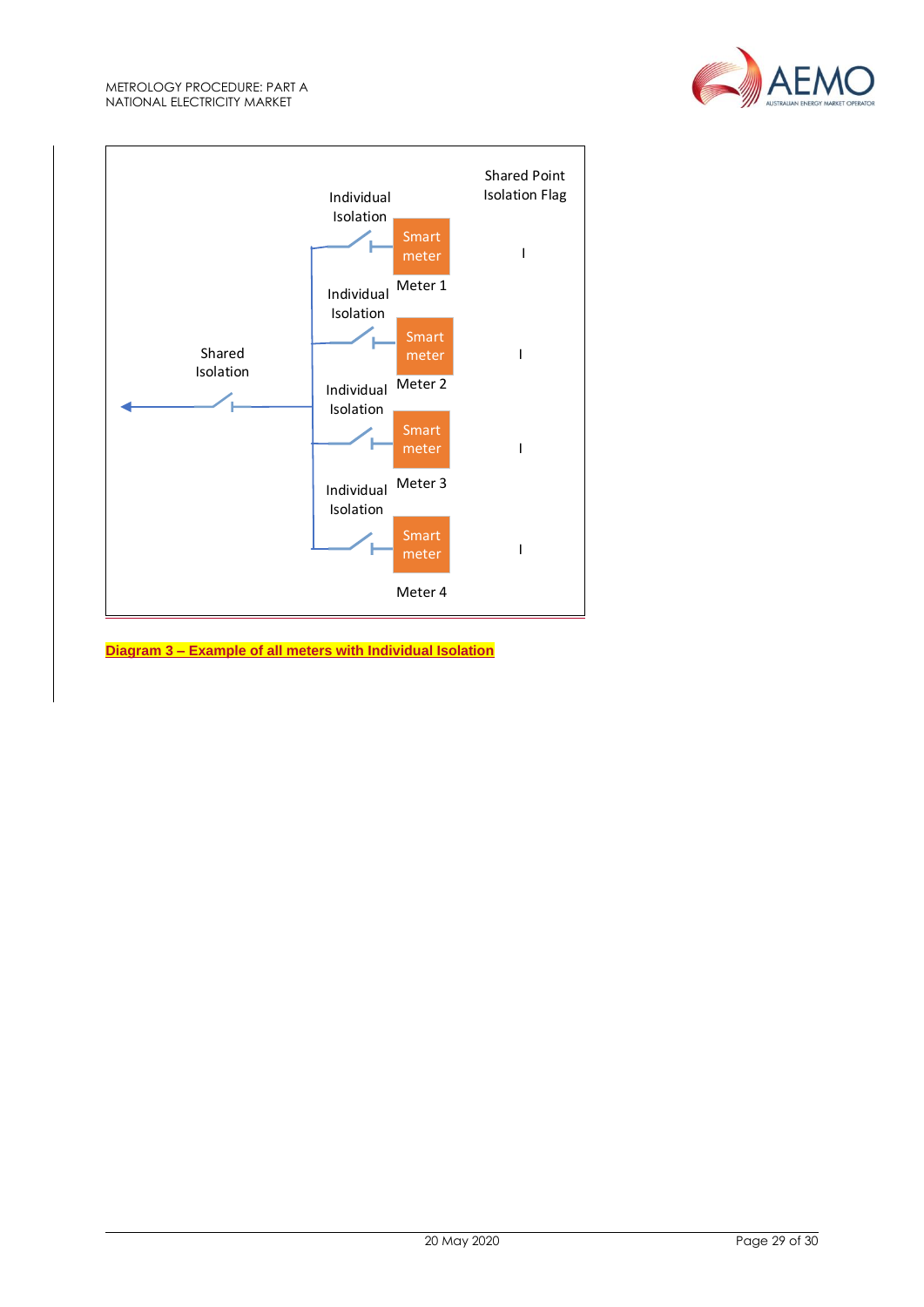**Diagram 3 – Example of all meters with Individual Isolation**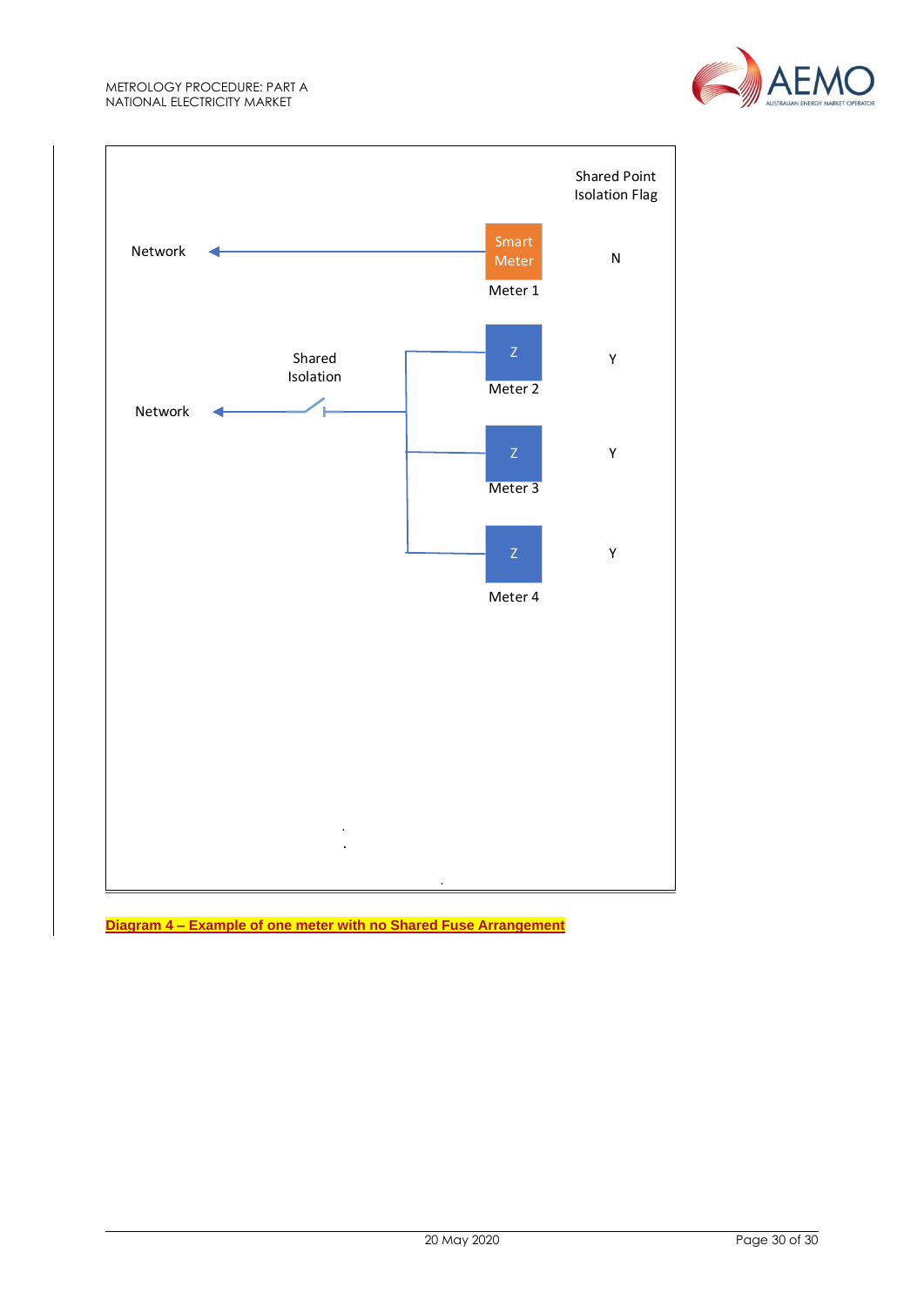Shared Point Isolation Flag

Network

Smart Meter

Meter 1

N

Shared Isolation

Network

Z

Meter 2

Y

Z

Meter 3

Y

Z

Meter 4

Y

**Diagram 4 – Example of one meter with no Shared Fuse Arrangement**